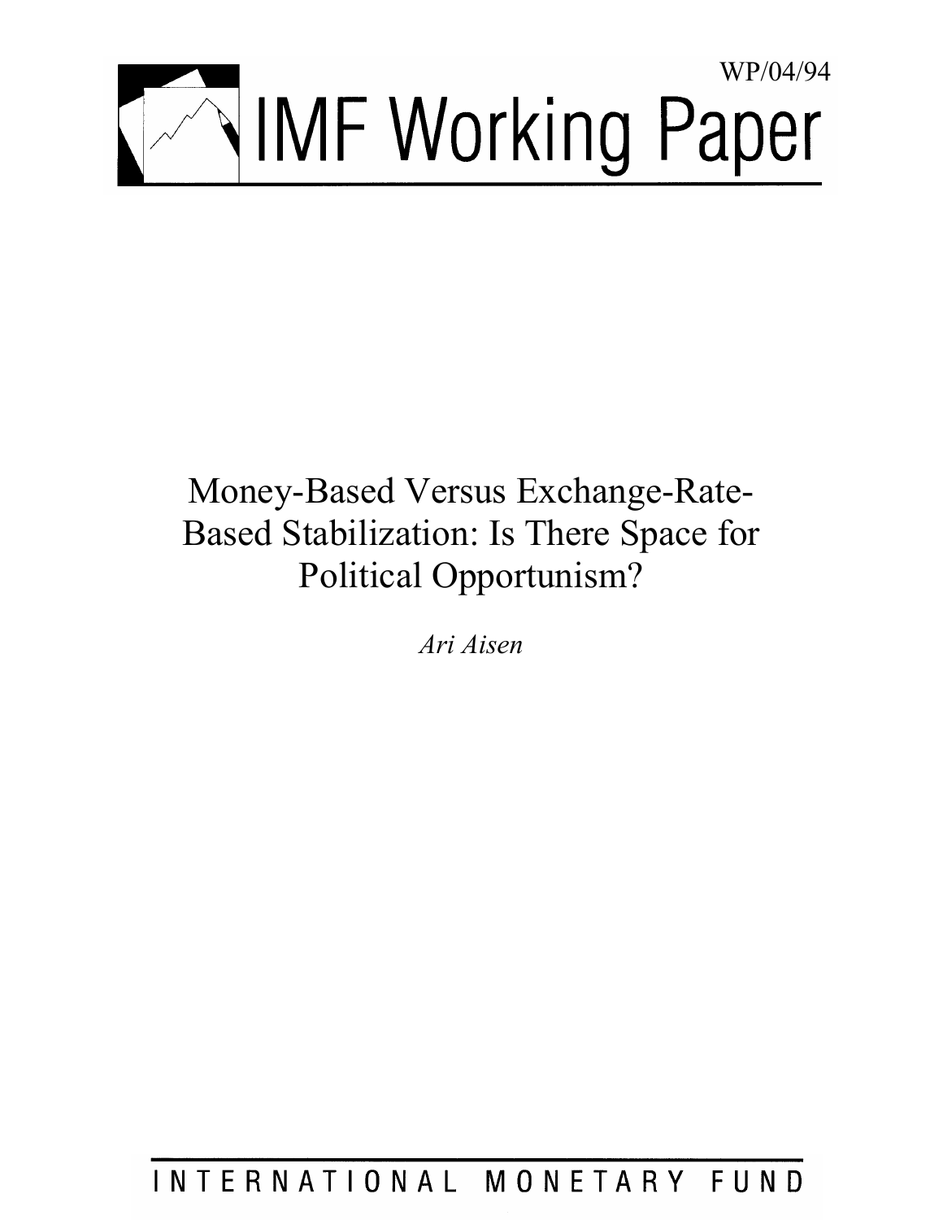WP/04/94

# IMF Working Paper

# Money-Based Versus Exchange-Rate-Based Stabilization: Is There Space for Political Opportunism?

*Ari Aisen*

INTERNATIONAL MONETARY FUND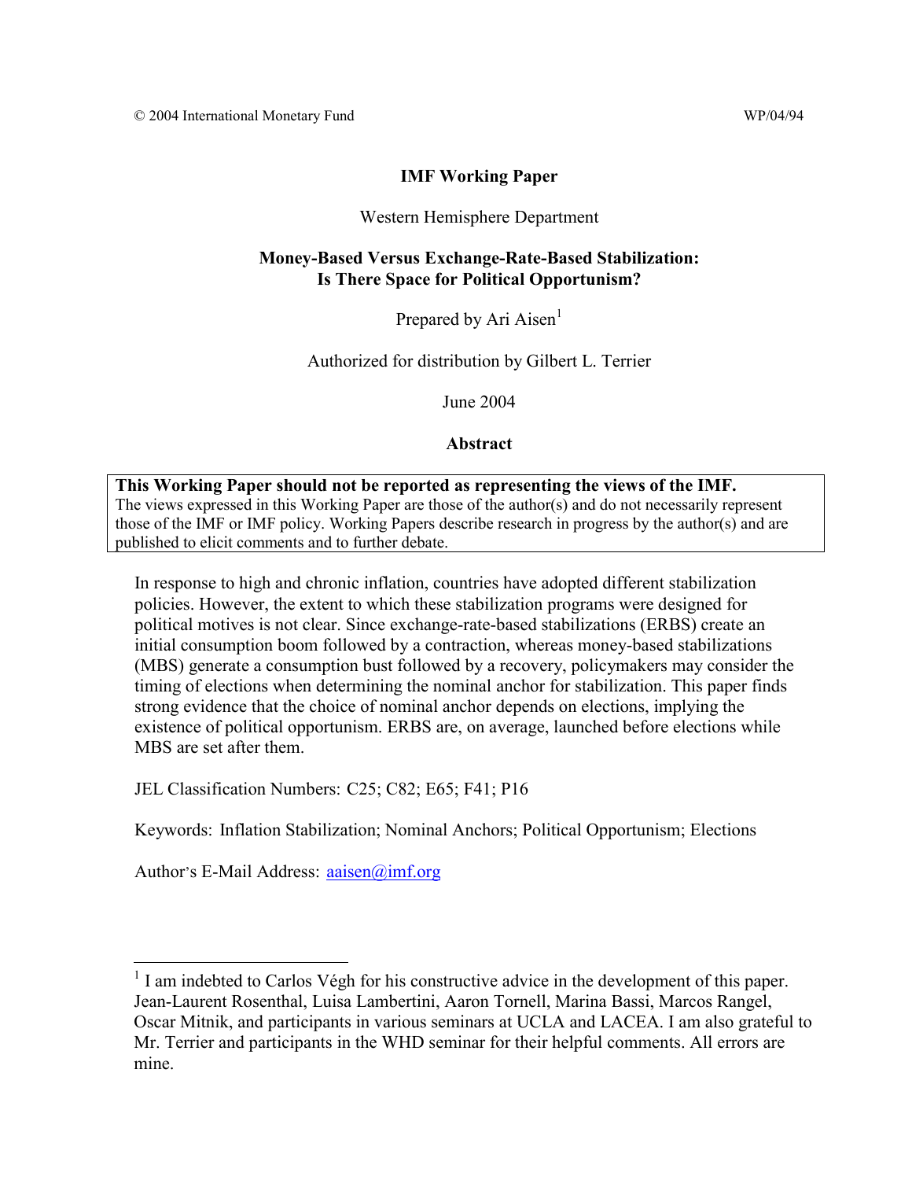© 2004 International Monetary Fund WP/04/94

**IMF Working Paper**

Western Hemisphere Department

**Money-Based Versus Exchange-Rate-Based Stabilization: Is There Space for Political Opportunism?**

Prepared by Ari Aisen[1]

Authorized for distribution by Gilbert L. Terrier

June 2004

**Abstract**

**This Working Paper should not be reported as representing the views of the IMF.**
The views expressed in this Working Paper are those of the author(s) and do not necessarily represent those of the IMF or IMF policy. Working Papers describe research in progress by the author(s) and are published to elicit comments and to further debate.

In response to high and chronic inflation, countries have adopted different stabilization policies. However, the extent to which these stabilization programs were designed for political motives is not clear. Since exchange-rate-based stabilizations (ERBS) create an initial consumption boom followed by a contraction, whereas money-based stabilizations (MBS) generate a consumption bust followed by a recovery, policymakers may consider the timing of elections when determining the nominal anchor for stabilization. This paper finds strong evidence that the choice of nominal anchor depends on elections, implying the existence of political opportunism. ERBS are, on average, launched before elections while MBS are set after them.

JEL Classification Numbers: C25; C82; E65; F41; P16

Keywords: Inflation Stabilization; Nominal Anchors; Political Opportunism; Elections

Author's E-Mail Address: aaisen@imf.org

---

[1] I am indebted to Carlos Végh for his constructive advice in the development of this paper. Jean-Laurent Rosenthal, Luisa Lambertini, Aaron Tornell, Marina Bassi, Marcos Rangel, Oscar Mitnik, and participants in various seminars at UCLA and LACEA. I am also grateful to Mr. Terrier and participants in the WHD seminar for their helpful comments. All errors are mine.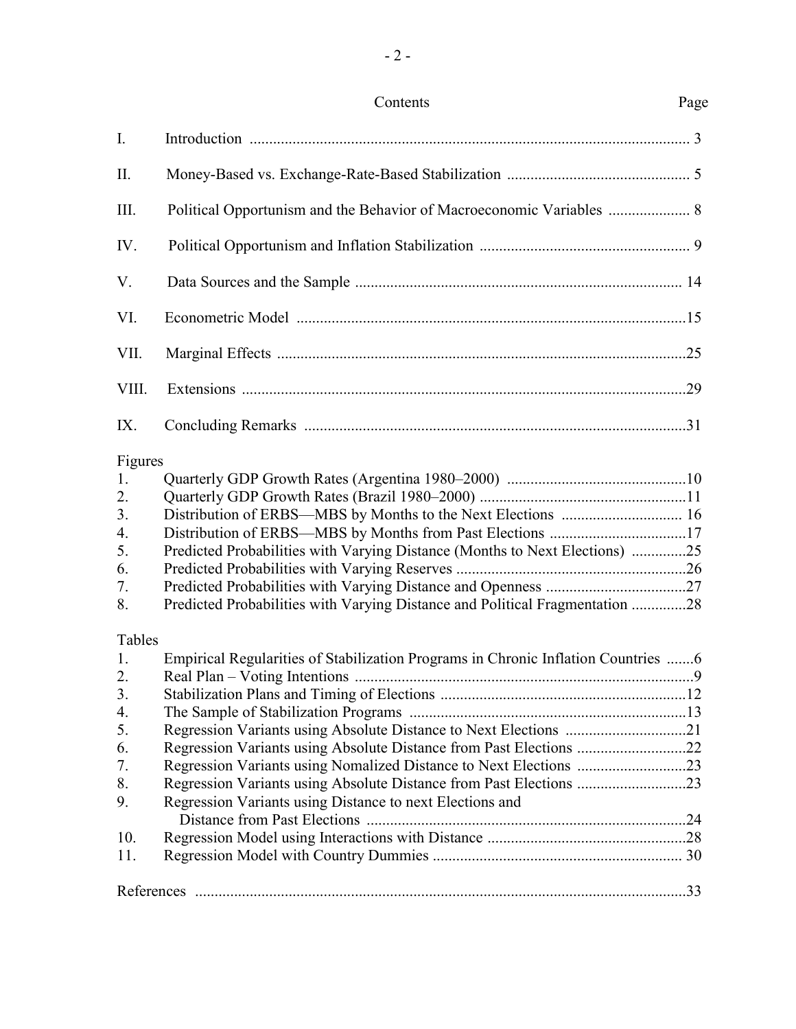## Contents

| | | Page |
|---|---|---|
| I. | Introduction | 3 |
| II. | Money-Based vs. Exchange-Rate-Based Stabilization | 5 |
| III. | Political Opportunism and the Behavior of Macroeconomic Variables | 8 |
| IV. | Political Opportunism and Inflation Stabilization | 9 |
| V. | Data Sources and the Sample | 14 |
| VI. | Econometric Model | 15 |
| VII. | Marginal Effects | 25 |
| VIII. | Extensions | 29 |
| IX. | Concluding Remarks | 31 |

**Figures**

| | | |
|---|---|---|
| 1. | Quarterly GDP Growth Rates (Argentina 1980–2000) | 10 |
| 2. | Quarterly GDP Growth Rates (Brazil 1980–2000) | 11 |
| 3. | Distribution of ERBS—MBS by Months to the Next Elections | 16 |
| 4. | Distribution of ERBS—MBS by Months from Past Elections | 17 |
| 5. | Predicted Probabilities with Varying Distance (Months to Next Elections) | 25 |
| 6. | Predicted Probabilities with Varying Reserves | 26 |
| 7. | Predicted Probabilities with Varying Distance and Openness | 27 |
| 8. | Predicted Probabilities with Varying Distance and Political Fragmentation | 28 |

**Tables**

| | | |
|---|---|---|
| 1. | Empirical Regularities of Stabilization Programs in Chronic Inflation Countries | 6 |
| 2. | Real Plan – Voting Intentions | 9 |
| 3. | Stabilization Plans and Timing of Elections | 12 |
| 4. | The Sample of Stabilization Programs | 13 |
| 5. | Regression Variants using Absolute Distance to Next Elections | 21 |
| 6. | Regression Variants using Absolute Distance from Past Elections | 22 |
| 7. | Regression Variants using Nomalized Distance to Next Elections | 23 |
| 8. | Regression Variants using Absolute Distance from Past Elections | 23 |
| 9. | Regression Variants using Distance to next Elections and Distance from Past Elections | 24 |
| 10. | Regression Model using Interactions with Distance | 28 |
| 11. | Regression Model with Country Dummies | 30 |

References ... 33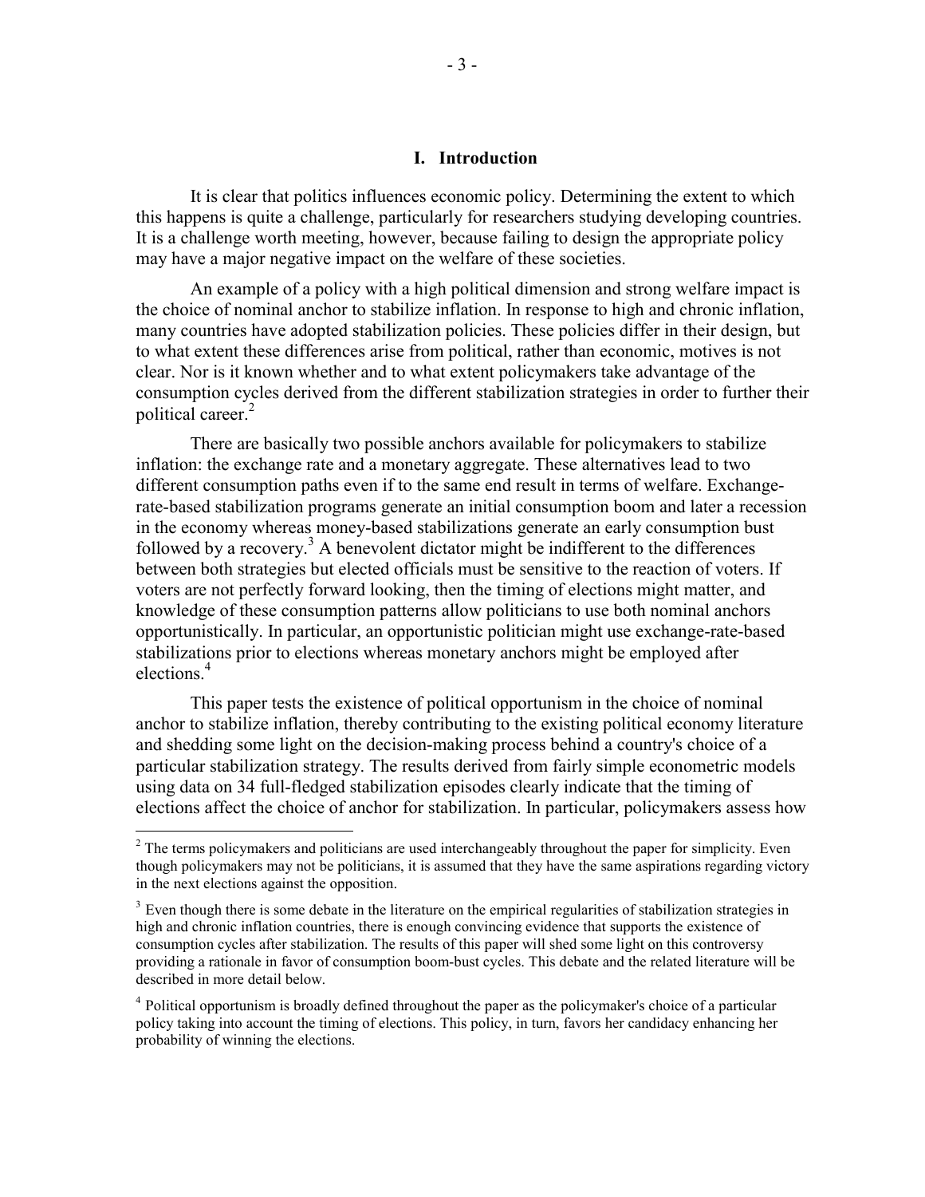## I. Introduction

It is clear that politics influences economic policy. Determining the extent to which this happens is quite a challenge, particularly for researchers studying developing countries. It is a challenge worth meeting, however, because failing to design the appropriate policy may have a major negative impact on the welfare of these societies.

An example of a policy with a high political dimension and strong welfare impact is the choice of nominal anchor to stabilize inflation. In response to high and chronic inflation, many countries have adopted stabilization policies. These policies differ in their design, but to what extent these differences arise from political, rather than economic, motives is not clear. Nor is it known whether and to what extent policymakers take advantage of the consumption cycles derived from the different stabilization strategies in order to further their political career.[2]

There are basically two possible anchors available for policymakers to stabilize inflation: the exchange rate and a monetary aggregate. These alternatives lead to two different consumption paths even if to the same end result in terms of welfare. Exchange-rate-based stabilization programs generate an initial consumption boom and later a recession in the economy whereas money-based stabilizations generate an early consumption bust followed by a recovery.[3] A benevolent dictator might be indifferent to the differences between both strategies but elected officials must be sensitive to the reaction of voters. If voters are not perfectly forward looking, then the timing of elections might matter, and knowledge of these consumption patterns allow politicians to use both nominal anchors opportunistically. In particular, an opportunistic politician might use exchange-rate-based stabilizations prior to elections whereas monetary anchors might be employed after elections.[4]

This paper tests the existence of political opportunism in the choice of nominal anchor to stabilize inflation, thereby contributing to the existing political economy literature and shedding some light on the decision-making process behind a country's choice of a particular stabilization strategy. The results derived from fairly simple econometric models using data on 34 full-fledged stabilization episodes clearly indicate that the timing of elections affect the choice of anchor for stabilization. In particular, policymakers assess how

---

[2] The terms policymakers and politicians are used interchangeably throughout the paper for simplicity. Even though policymakers may not be politicians, it is assumed that they have the same aspirations regarding victory in the next elections against the opposition.

[3] Even though there is some debate in the literature on the empirical regularities of stabilization strategies in high and chronic inflation countries, there is enough convincing evidence that supports the existence of consumption cycles after stabilization. The results of this paper will shed some light on this controversy providing a rationale in favor of consumption boom-bust cycles. This debate and the related literature will be described in more detail below.

[4] Political opportunism is broadly defined throughout the paper as the policymaker's choice of a particular policy taking into account the timing of elections. This policy, in turn, favors her candidacy enhancing her probability of winning the elections.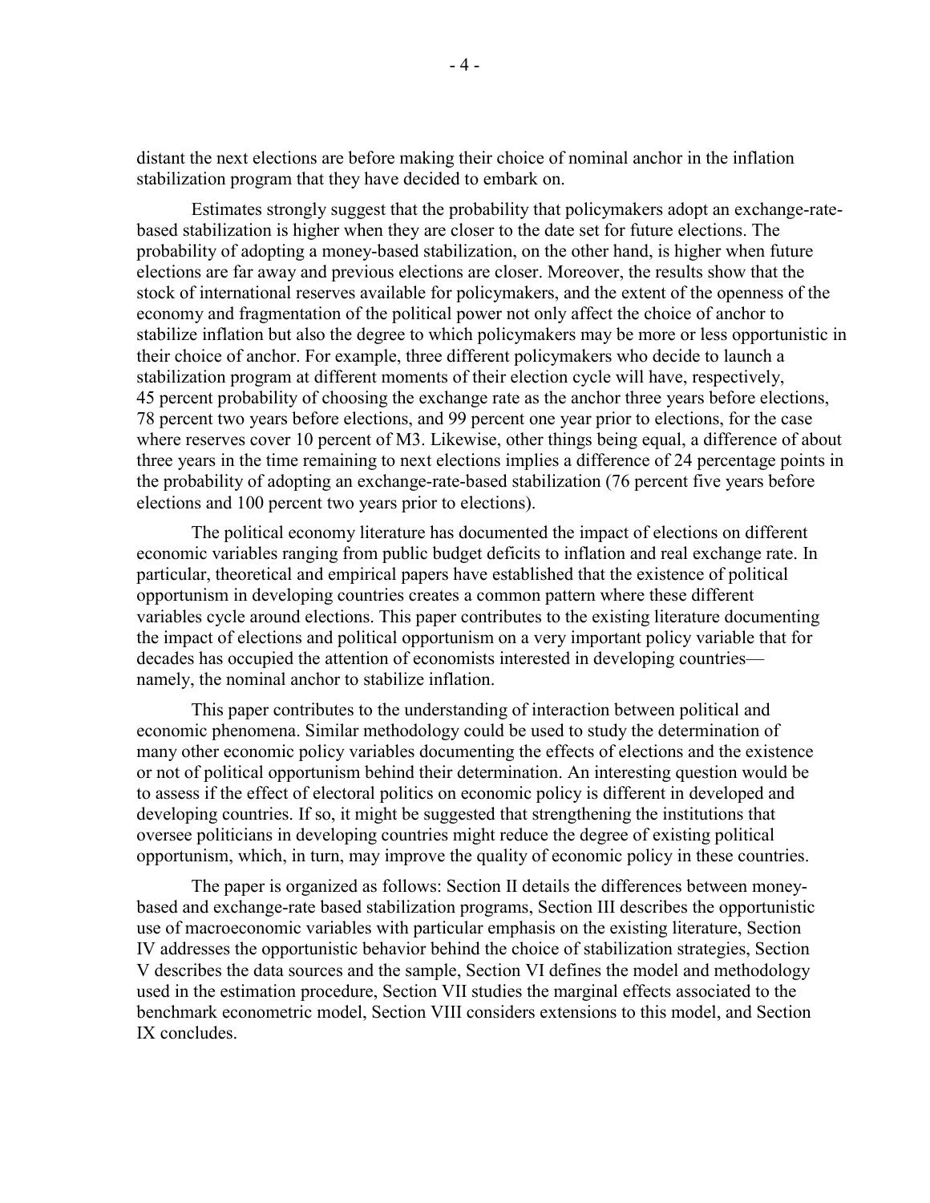distant the next elections are before making their choice of nominal anchor in the inflation stabilization program that they have decided to embark on.

Estimates strongly suggest that the probability that policymakers adopt an exchange-rate-based stabilization is higher when they are closer to the date set for future elections. The probability of adopting a money-based stabilization, on the other hand, is higher when future elections are far away and previous elections are closer. Moreover, the results show that the stock of international reserves available for policymakers, and the extent of the openness of the economy and fragmentation of the political power not only affect the choice of anchor to stabilize inflation but also the degree to which policymakers may be more or less opportunistic in their choice of anchor. For example, three different policymakers who decide to launch a stabilization program at different moments of their election cycle will have, respectively, 45 percent probability of choosing the exchange rate as the anchor three years before elections, 78 percent two years before elections, and 99 percent one year prior to elections, for the case where reserves cover 10 percent of M3. Likewise, other things being equal, a difference of about three years in the time remaining to next elections implies a difference of 24 percentage points in the probability of adopting an exchange-rate-based stabilization (76 percent five years before elections and 100 percent two years prior to elections).

The political economy literature has documented the impact of elections on different economic variables ranging from public budget deficits to inflation and real exchange rate. In particular, theoretical and empirical papers have established that the existence of political opportunism in developing countries creates a common pattern where these different variables cycle around elections. This paper contributes to the existing literature documenting the impact of elections and political opportunism on a very important policy variable that for decades has occupied the attention of economists interested in developing countries—namely, the nominal anchor to stabilize inflation.

This paper contributes to the understanding of interaction between political and economic phenomena. Similar methodology could be used to study the determination of many other economic policy variables documenting the effects of elections and the existence or not of political opportunism behind their determination. An interesting question would be to assess if the effect of electoral politics on economic policy is different in developed and developing countries. If so, it might be suggested that strengthening the institutions that oversee politicians in developing countries might reduce the degree of existing political opportunism, which, in turn, may improve the quality of economic policy in these countries.

The paper is organized as follows: Section II details the differences between money-based and exchange-rate based stabilization programs, Section III describes the opportunistic use of macroeconomic variables with particular emphasis on the existing literature, Section IV addresses the opportunistic behavior behind the choice of stabilization strategies, Section V describes the data sources and the sample, Section VI defines the model and methodology used in the estimation procedure, Section VII studies the marginal effects associated to the benchmark econometric model, Section VIII considers extensions to this model, and Section IX concludes.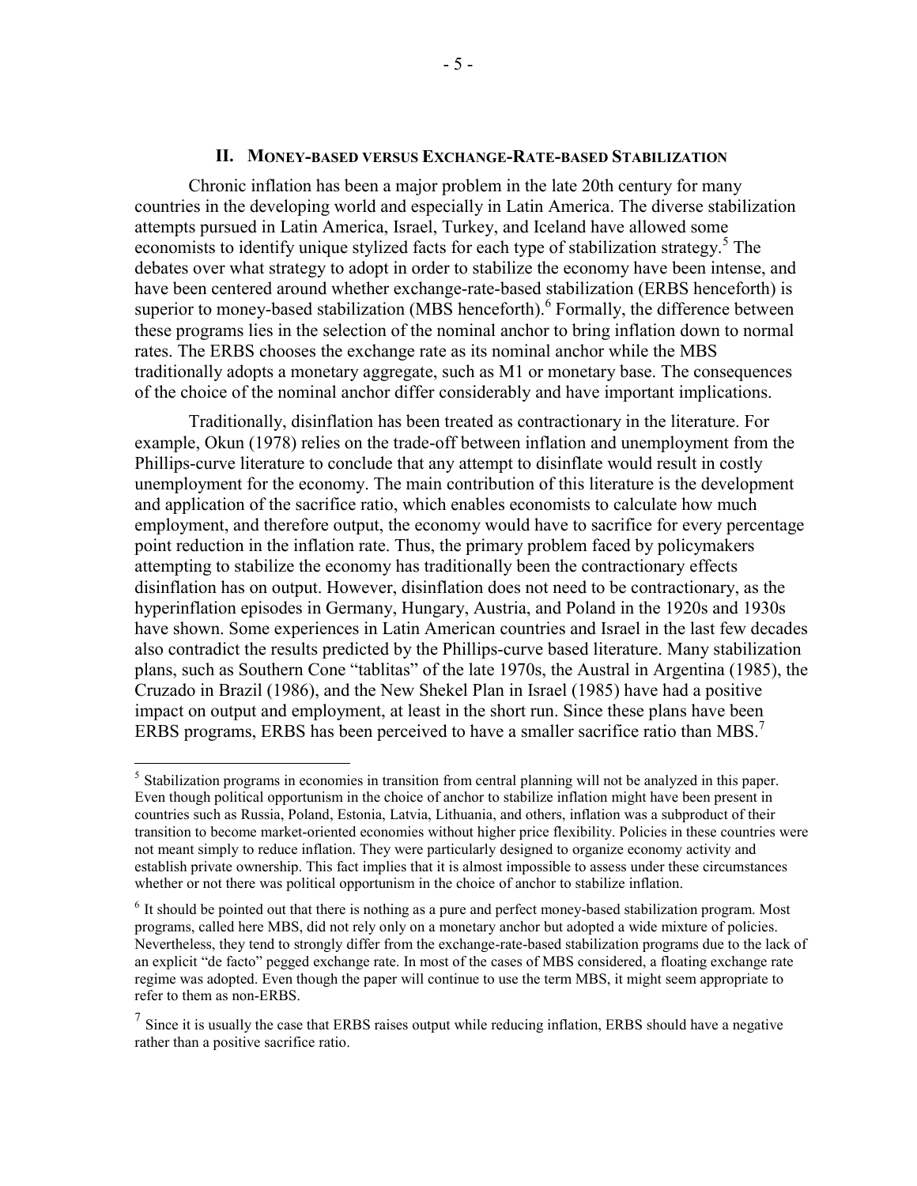## II. Money-based versus Exchange-Rate-based Stabilization

Chronic inflation has been a major problem in the late 20th century for many countries in the developing world and especially in Latin America. The diverse stabilization attempts pursued in Latin America, Israel, Turkey, and Iceland have allowed some economists to identify unique stylized facts for each type of stabilization strategy.[5] The debates over what strategy to adopt in order to stabilize the economy have been intense, and have been centered around whether exchange-rate-based stabilization (ERBS henceforth) is superior to money-based stabilization (MBS henceforth).[6] Formally, the difference between these programs lies in the selection of the nominal anchor to bring inflation down to normal rates. The ERBS chooses the exchange rate as its nominal anchor while the MBS traditionally adopts a monetary aggregate, such as M1 or monetary base. The consequences of the choice of the nominal anchor differ considerably and have important implications.

Traditionally, disinflation has been treated as contractionary in the literature. For example, Okun (1978) relies on the trade-off between inflation and unemployment from the Phillips-curve literature to conclude that any attempt to disinflate would result in costly unemployment for the economy. The main contribution of this literature is the development and application of the sacrifice ratio, which enables economists to calculate how much employment, and therefore output, the economy would have to sacrifice for every percentage point reduction in the inflation rate. Thus, the primary problem faced by policymakers attempting to stabilize the economy has traditionally been the contractionary effects disinflation has on output. However, disinflation does not need to be contractionary, as the hyperinflation episodes in Germany, Hungary, Austria, and Poland in the 1920s and 1930s have shown. Some experiences in Latin American countries and Israel in the last few decades also contradict the results predicted by the Phillips-curve based literature. Many stabilization plans, such as Southern Cone "tablitas" of the late 1970s, the Austral in Argentina (1985), the Cruzado in Brazil (1986), and the New Shekel Plan in Israel (1985) have had a positive impact on output and employment, at least in the short run. Since these plans have been ERBS programs, ERBS has been perceived to have a smaller sacrifice ratio than MBS.[7]

---

[5] Stabilization programs in economies in transition from central planning will not be analyzed in this paper. Even though political opportunism in the choice of anchor to stabilize inflation might have been present in countries such as Russia, Poland, Estonia, Latvia, Lithuania, and others, inflation was a subproduct of their transition to become market-oriented economies without higher price flexibility. Policies in these countries were not meant simply to reduce inflation. They were particularly designed to organize economy activity and establish private ownership. This fact implies that it is almost impossible to assess under these circumstances whether or not there was political opportunism in the choice of anchor to stabilize inflation.

[6] It should be pointed out that there is nothing as a pure and perfect money-based stabilization program. Most programs, called here MBS, did not rely only on a monetary anchor but adopted a wide mixture of policies. Nevertheless, they tend to strongly differ from the exchange-rate-based stabilization programs due to the lack of an explicit "de facto" pegged exchange rate. In most of the cases of MBS considered, a floating exchange rate regime was adopted. Even though the paper will continue to use the term MBS, it might seem appropriate to refer to them as non-ERBS.

[7] Since it is usually the case that ERBS raises output while reducing inflation, ERBS should have a negative rather than a positive sacrifice ratio.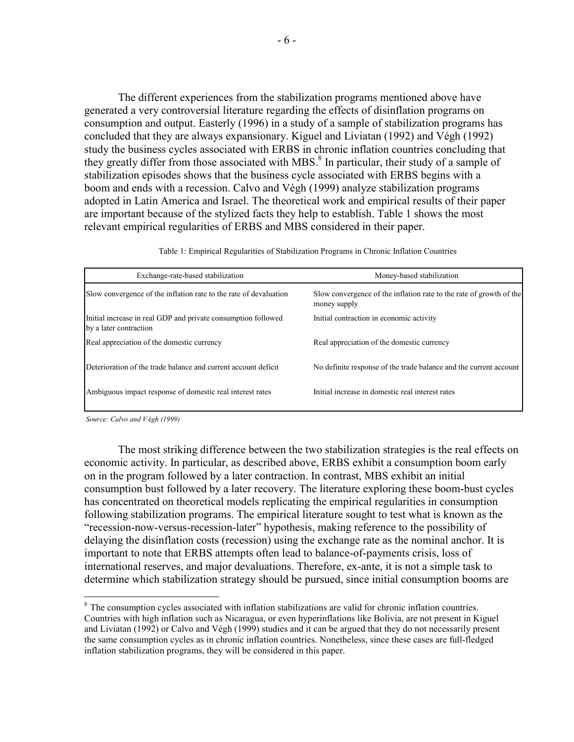The different experiences from the stabilization programs mentioned above have generated a very controversial literature regarding the effects of disinflation programs on consumption and output. Easterly (1996) in a study of a sample of stabilization programs has concluded that they are always expansionary. Kiguel and Liviatan (1992) and Végh (1992) study the business cycles associated with ERBS in chronic inflation countries concluding that they greatly differ from those associated with MBS.[8] In particular, their study of a sample of stabilization episodes shows that the business cycle associated with ERBS begins with a boom and ends with a recession. Calvo and Végh (1999) analyze stabilization programs adopted in Latin America and Israel. The theoretical work and empirical results of their paper are important because of the stylized facts they help to establish. Table 1 shows the most relevant empirical regularities of ERBS and MBS considered in their paper.

Table 1: Empirical Regularities of Stabilization Programs in Chronic Inflation Countries

| Exchange-rate-based stabilization | Money-based stabilization |
|---|---|
| Slow convergence of the inflation rate to the rate of devaluation | Slow convergence of the inflation rate to the rate of growth of the money supply |
| Initial increase in real GDP and private consumption followed by a later contraction | Initial contraction in economic activity |
| Real appreciation of the domestic currency | Real appreciation of the domestic currency |
| Deterioration of the trade balance and current account deficit | No definite response of the trade balance and the current account |
| Ambiguous impact response of domestic real interest rates | Initial increase in domestic real interest rates |

*Source: Calvo and Végh (1999)*

The most striking difference between the two stabilization strategies is the real effects on economic activity. In particular, as described above, ERBS exhibit a consumption boom early on in the program followed by a later contraction. In contrast, MBS exhibit an initial consumption bust followed by a later recovery. The literature exploring these boom-bust cycles has concentrated on theoretical models replicating the empirical regularities in consumption following stabilization programs. The empirical literature sought to test what is known as the "recession-now-versus-recession-later" hypothesis, making reference to the possibility of delaying the disinflation costs (recession) using the exchange rate as the nominal anchor. It is important to note that ERBS attempts often lead to balance-of-payments crisis, loss of international reserves, and major devaluations. Therefore, ex-ante, it is not a simple task to determine which stabilization strategy should be pursued, since initial consumption booms are

[8] The consumption cycles associated with inflation stabilizations are valid for chronic inflation countries. Countries with high inflation such as Nicaragua, or even hyperinflations like Bolivia, are not present in Kiguel and Liviatan (1992) or Calvo and Végh (1999) studies and it can be argued that they do not necessarily present the same consumption cycles as in chronic inflation countries. Nonetheless, since these cases are full-fledged inflation stabilization programs, they will be considered in this paper.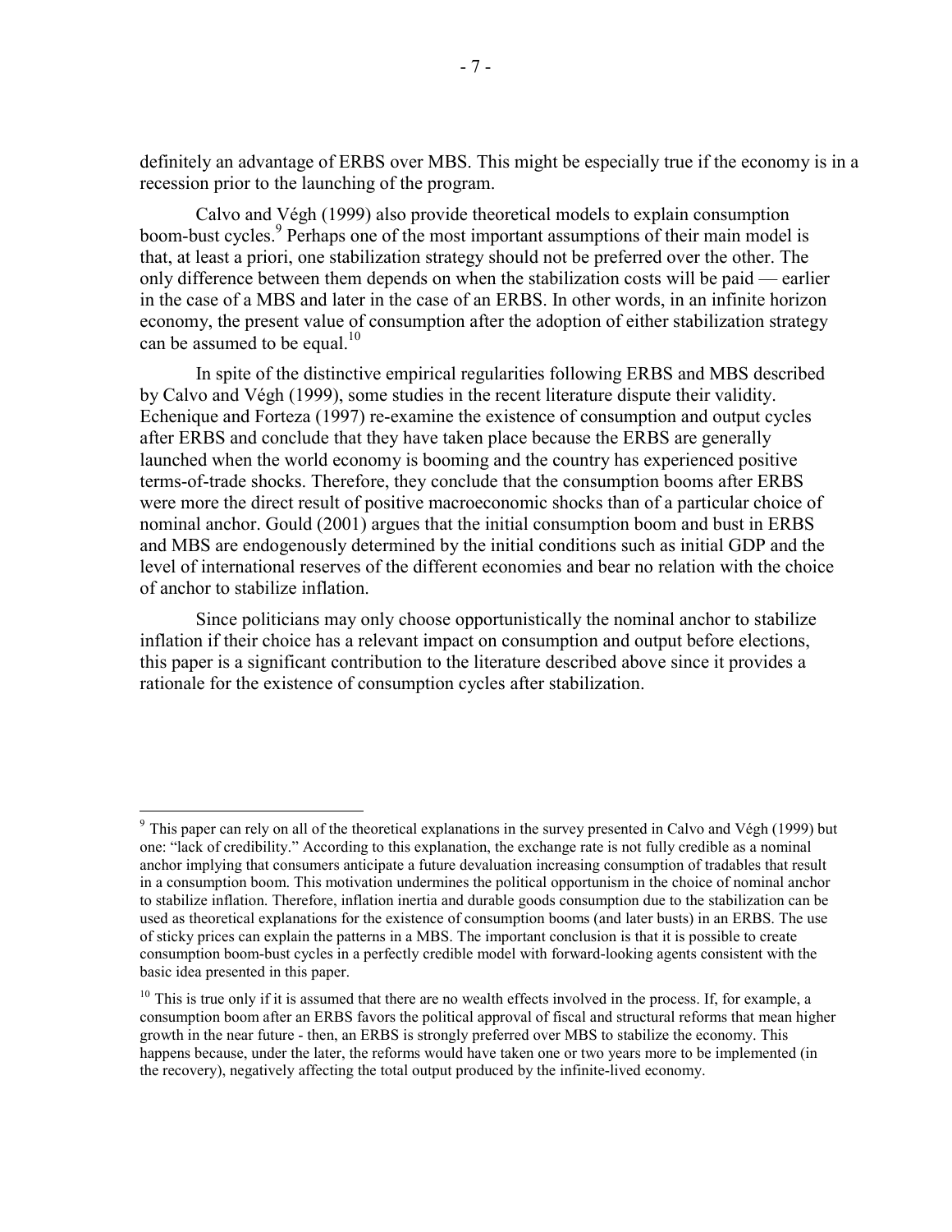definitely an advantage of ERBS over MBS. This might be especially true if the economy is in a recession prior to the launching of the program.

Calvo and Végh (1999) also provide theoretical models to explain consumption boom-bust cycles.[9] Perhaps one of the most important assumptions of their main model is that, at least a priori, one stabilization strategy should not be preferred over the other. The only difference between them depends on when the stabilization costs will be paid — earlier in the case of a MBS and later in the case of an ERBS. In other words, in an infinite horizon economy, the present value of consumption after the adoption of either stabilization strategy can be assumed to be equal.[10]

In spite of the distinctive empirical regularities following ERBS and MBS described by Calvo and Végh (1999), some studies in the recent literature dispute their validity. Echenique and Forteza (1997) re-examine the existence of consumption and output cycles after ERBS and conclude that they have taken place because the ERBS are generally launched when the world economy is booming and the country has experienced positive terms-of-trade shocks. Therefore, they conclude that the consumption booms after ERBS were more the direct result of positive macroeconomic shocks than of a particular choice of nominal anchor. Gould (2001) argues that the initial consumption boom and bust in ERBS and MBS are endogenously determined by the initial conditions such as initial GDP and the level of international reserves of the different economies and bear no relation with the choice of anchor to stabilize inflation.

Since politicians may only choose opportunistically the nominal anchor to stabilize inflation if their choice has a relevant impact on consumption and output before elections, this paper is a significant contribution to the literature described above since it provides a rationale for the existence of consumption cycles after stabilization.

---

[9] This paper can rely on all of the theoretical explanations in the survey presented in Calvo and Végh (1999) but one: "lack of credibility." According to this explanation, the exchange rate is not fully credible as a nominal anchor implying that consumers anticipate a future devaluation increasing consumption of tradables that result in a consumption boom. This motivation undermines the political opportunism in the choice of nominal anchor to stabilize inflation. Therefore, inflation inertia and durable goods consumption due to the stabilization can be used as theoretical explanations for the existence of consumption booms (and later busts) in an ERBS. The use of sticky prices can explain the patterns in a MBS. The important conclusion is that it is possible to create consumption boom-bust cycles in a perfectly credible model with forward-looking agents consistent with the basic idea presented in this paper.

[10] This is true only if it is assumed that there are no wealth effects involved in the process. If, for example, a consumption boom after an ERBS favors the political approval of fiscal and structural reforms that mean higher growth in the near future - then, an ERBS is strongly preferred over MBS to stabilize the economy. This happens because, under the later, the reforms would have taken one or two years more to be implemented (in the recovery), negatively affecting the total output produced by the infinite-lived economy.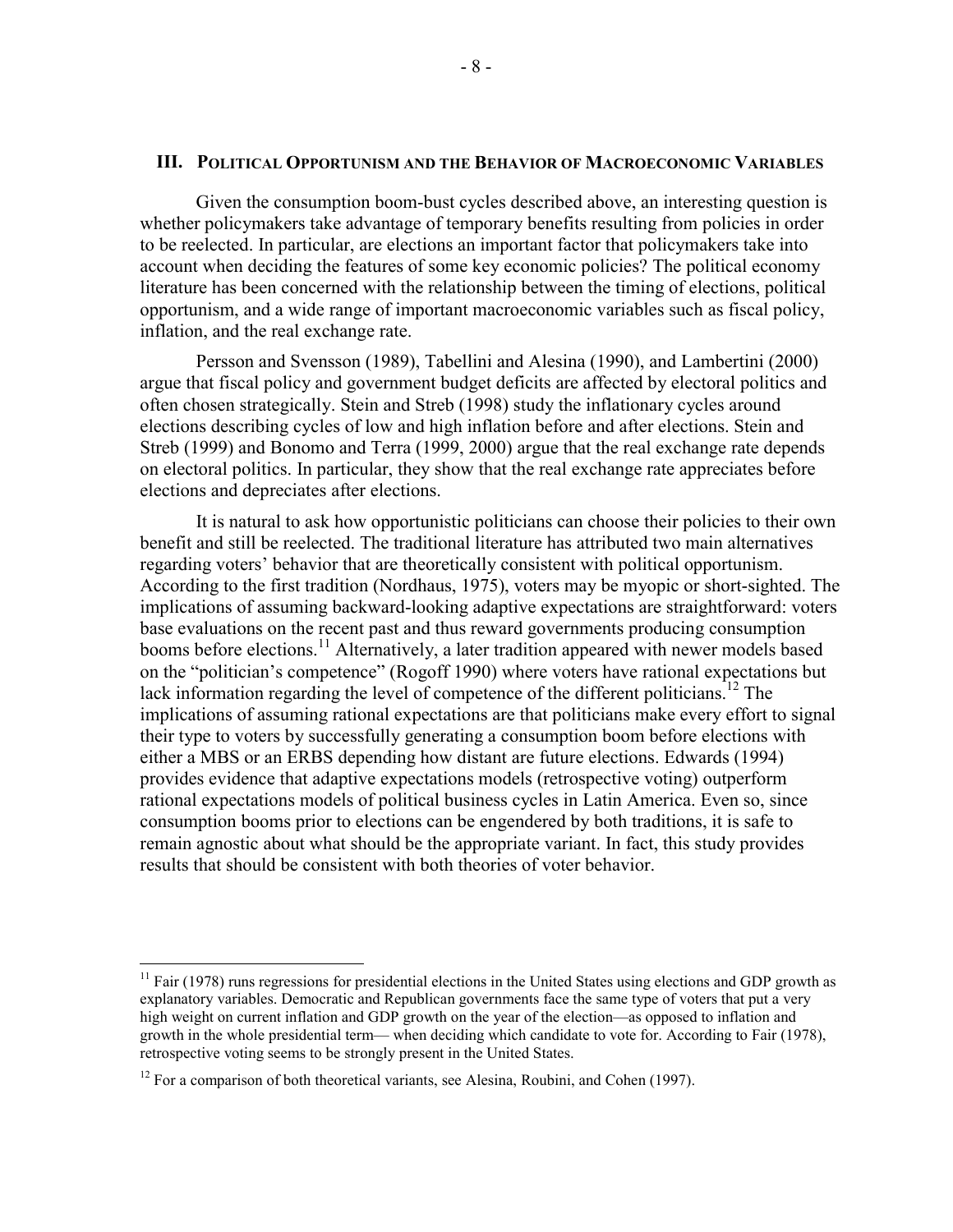## III. Political Opportunism and the Behavior of Macroeconomic Variables

Given the consumption boom-bust cycles described above, an interesting question is whether policymakers take advantage of temporary benefits resulting from policies in order to be reelected. In particular, are elections an important factor that policymakers take into account when deciding the features of some key economic policies? The political economy literature has been concerned with the relationship between the timing of elections, political opportunism, and a wide range of important macroeconomic variables such as fiscal policy, inflation, and the real exchange rate.

Persson and Svensson (1989), Tabellini and Alesina (1990), and Lambertini (2000) argue that fiscal policy and government budget deficits are affected by electoral politics and often chosen strategically. Stein and Streb (1998) study the inflationary cycles around elections describing cycles of low and high inflation before and after elections. Stein and Streb (1999) and Bonomo and Terra (1999, 2000) argue that the real exchange rate depends on electoral politics. In particular, they show that the real exchange rate appreciates before elections and depreciates after elections.

It is natural to ask how opportunistic politicians can choose their policies to their own benefit and still be reelected. The traditional literature has attributed two main alternatives regarding voters' behavior that are theoretically consistent with political opportunism. According to the first tradition (Nordhaus, 1975), voters may be myopic or short-sighted. The implications of assuming backward-looking adaptive expectations are straightforward: voters base evaluations on the recent past and thus reward governments producing consumption booms before elections.[11] Alternatively, a later tradition appeared with newer models based on the "politician's competence" (Rogoff 1990) where voters have rational expectations but lack information regarding the level of competence of the different politicians.[12] The implications of assuming rational expectations are that politicians make every effort to signal their type to voters by successfully generating a consumption boom before elections with either a MBS or an ERBS depending how distant are future elections. Edwards (1994) provides evidence that adaptive expectations models (retrospective voting) outperform rational expectations models of political business cycles in Latin America. Even so, since consumption booms prior to elections can be engendered by both traditions, it is safe to remain agnostic about what should be the appropriate variant. In fact, this study provides results that should be consistent with both theories of voter behavior.

---

[11] Fair (1978) runs regressions for presidential elections in the United States using elections and GDP growth as explanatory variables. Democratic and Republican governments face the same type of voters that put a very high weight on current inflation and GDP growth on the year of the election—as opposed to inflation and growth in the whole presidential term— when deciding which candidate to vote for. According to Fair (1978), retrospective voting seems to be strongly present in the United States.

[12] For a comparison of both theoretical variants, see Alesina, Roubini, and Cohen (1997).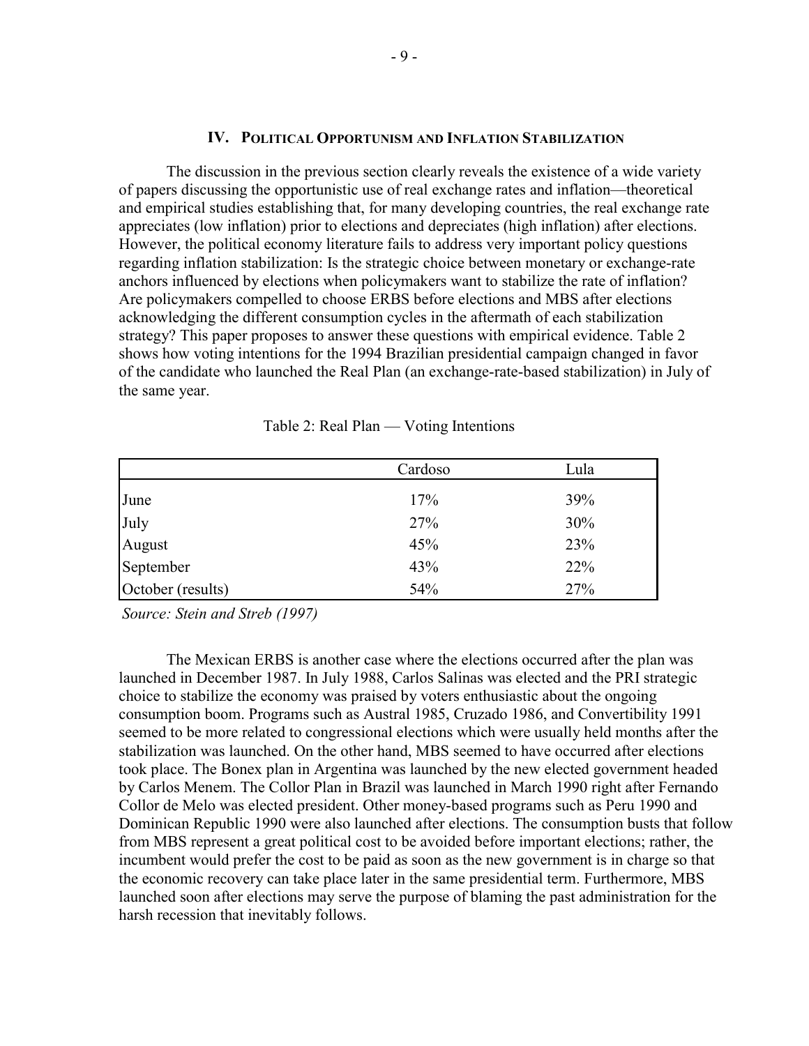## IV. Political Opportunism and Inflation Stabilization

The discussion in the previous section clearly reveals the existence of a wide variety of papers discussing the opportunistic use of real exchange rates and inflation—theoretical and empirical studies establishing that, for many developing countries, the real exchange rate appreciates (low inflation) prior to elections and depreciates (high inflation) after elections. However, the political economy literature fails to address very important policy questions regarding inflation stabilization: Is the strategic choice between monetary or exchange-rate anchors influenced by elections when policymakers want to stabilize the rate of inflation? Are policymakers compelled to choose ERBS before elections and MBS after elections acknowledging the different consumption cycles in the aftermath of each stabilization strategy? This paper proposes to answer these questions with empirical evidence. Table 2 shows how voting intentions for the 1994 Brazilian presidential campaign changed in favor of the candidate who launched the Real Plan (an exchange-rate-based stabilization) in July of the same year.

Table 2: Real Plan — Voting Intentions

| | Cardoso | Lula |
|---|---|---|
| June | 17% | 39% |
| July | 27% | 30% |
| August | 45% | 23% |
| September | 43% | 22% |
| October (results) | 54% | 27% |

*Source: Stein and Streb (1997)*

The Mexican ERBS is another case where the elections occurred after the plan was launched in December 1987. In July 1988, Carlos Salinas was elected and the PRI strategic choice to stabilize the economy was praised by voters enthusiastic about the ongoing consumption boom. Programs such as Austral 1985, Cruzado 1986, and Convertibility 1991 seemed to be more related to congressional elections which were usually held months after the stabilization was launched. On the other hand, MBS seemed to have occurred after elections took place. The Bonex plan in Argentina was launched by the new elected government headed by Carlos Menem. The Collor Plan in Brazil was launched in March 1990 right after Fernando Collor de Melo was elected president. Other money-based programs such as Peru 1990 and Dominican Republic 1990 were also launched after elections. The consumption busts that follow from MBS represent a great political cost to be avoided before important elections; rather, the incumbent would prefer the cost to be paid as soon as the new government is in charge so that the economic recovery can take place later in the same presidential term. Furthermore, MBS launched soon after elections may serve the purpose of blaming the past administration for the harsh recession that inevitably follows.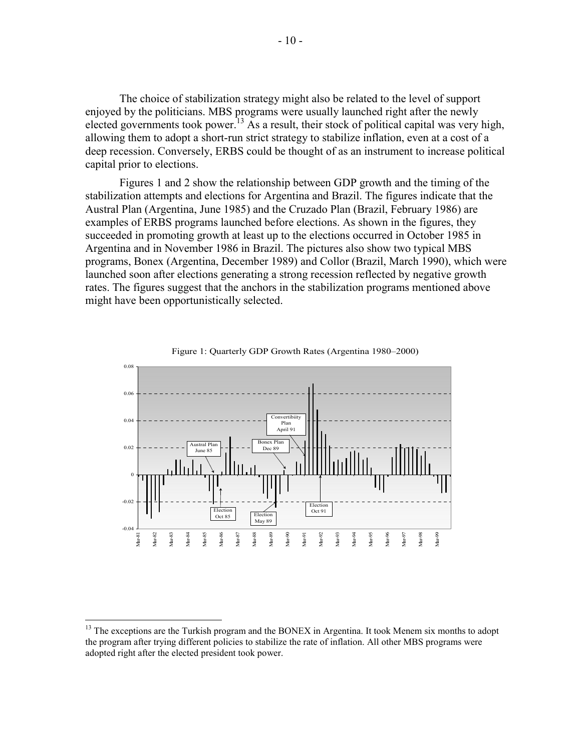The choice of stabilization strategy might also be related to the level of support enjoyed by the politicians. MBS programs were usually launched right after the newly elected governments took power.[13] As a result, their stock of political capital was very high, allowing them to adopt a short-run strict strategy to stabilize inflation, even at a cost of a deep recession. Conversely, ERBS could be thought of as an instrument to increase political capital prior to elections.

Figures 1 and 2 show the relationship between GDP growth and the timing of the stabilization attempts and elections for Argentina and Brazil. The figures indicate that the Austral Plan (Argentina, June 1985) and the Cruzado Plan (Brazil, February 1986) are examples of ERBS programs launched before elections. As shown in the figures, they succeeded in promoting growth at least up to the elections occurred in October 1985 in Argentina and in November 1986 in Brazil. The pictures also show two typical MBS programs, Bonex (Argentina, December 1989) and Collor (Brazil, March 1990), which were launched soon after elections generating a strong recession reflected by negative growth rates. The figures suggest that the anchors in the stabilization programs mentioned above might have been opportunistically selected.

Figure 1: Quarterly GDP Growth Rates (Argentina 1980–2000)

[13] The exceptions are the Turkish program and the BONEX in Argentina. It took Menem six months to adopt the program after trying different policies to stabilize the rate of inflation. All other MBS programs were adopted right after the elected president took power.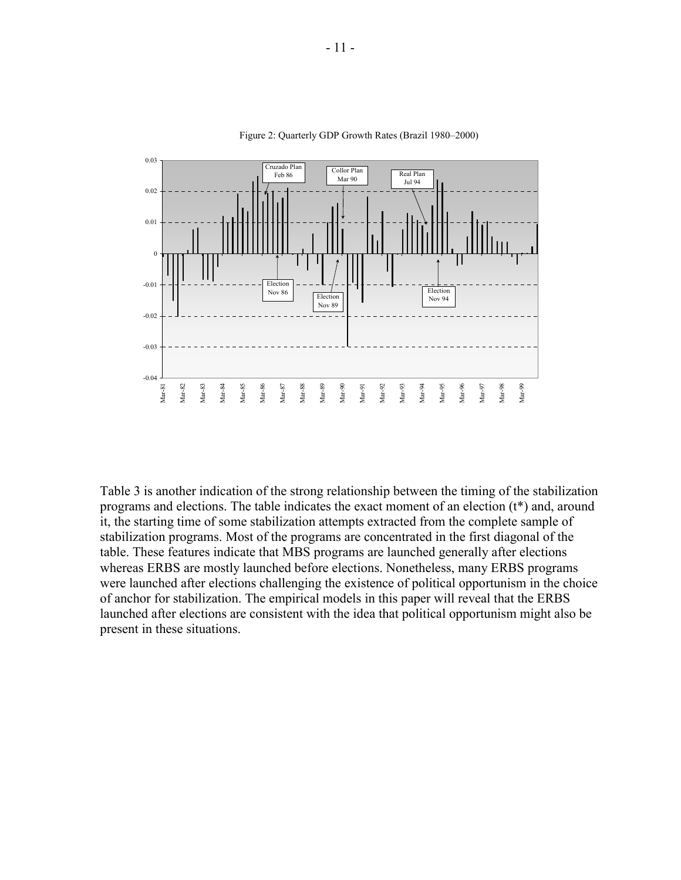Figure 2: Quarterly GDP Growth Rates (Brazil 1980–2000)

Table 3 is another indication of the strong relationship between the timing of the stabilization programs and elections. The table indicates the exact moment of an election (t*) and, around it, the starting time of some stabilization attempts extracted from the complete sample of stabilization programs. Most of the programs are concentrated in the first diagonal of the table. These features indicate that MBS programs are launched generally after elections whereas ERBS are mostly launched before elections. Nonetheless, many ERBS programs were launched after elections challenging the existence of political opportunism in the choice of anchor for stabilization. The empirical models in this paper will reveal that the ERBS launched after elections are consistent with the idea that political opportunism might also be present in these situations.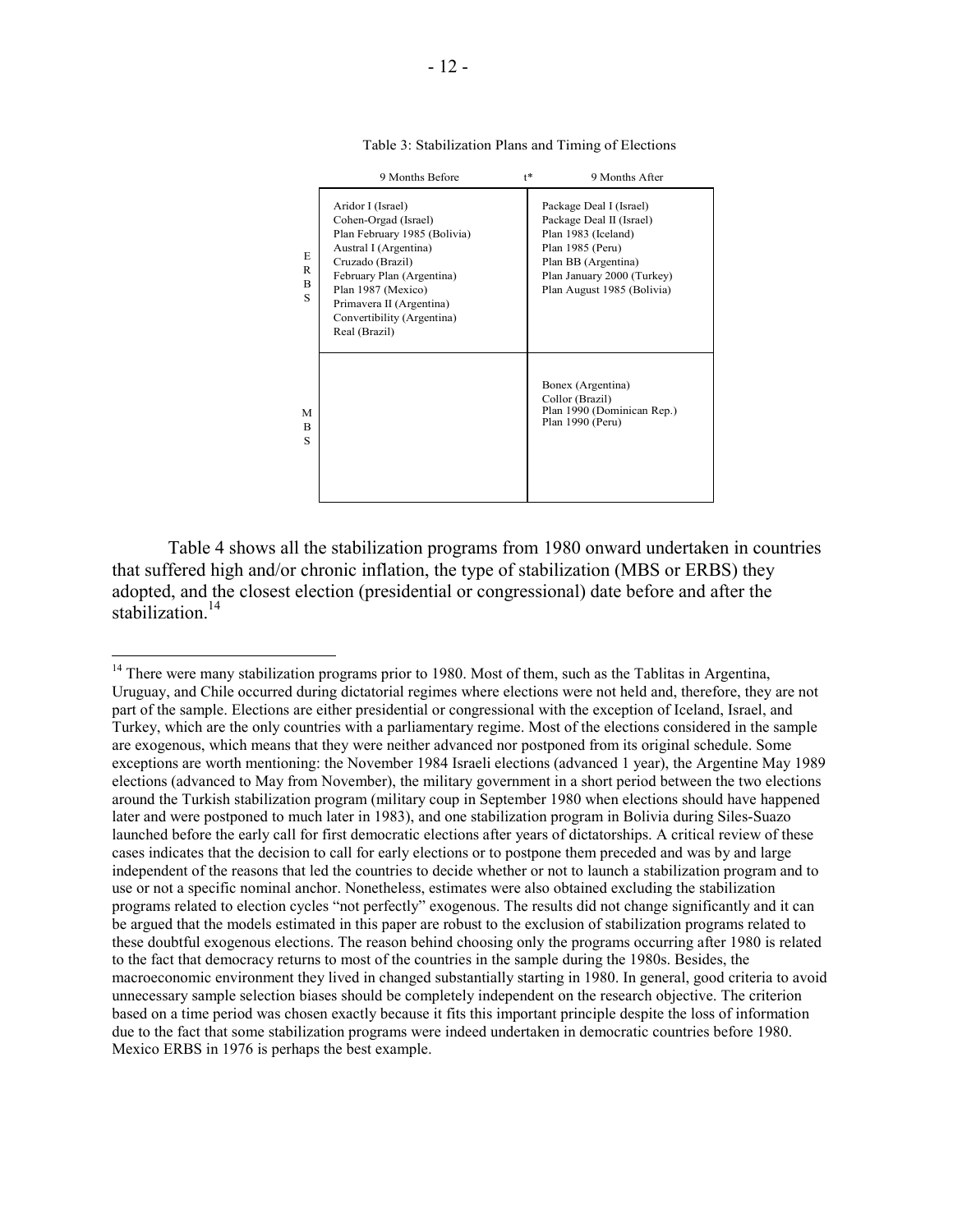Table 3: Stabilization Plans and Timing of Elections

| | 9 Months Before | 9 Months After |
|---|---|---|
| ERBS | Aridor I (Israel)<br>Cohen-Orgad (Israel)<br>Plan February 1985 (Bolivia)<br>Austral I (Argentina)<br>Cruzado (Brazil)<br>February Plan (Argentina)<br>Plan 1987 (Mexico)<br>Primavera II (Argentina)<br>Convertibility (Argentina)<br>Real (Brazil) | Package Deal I (Israel)<br>Package Deal II (Israel)<br>Plan 1983 (Iceland)<br>Plan 1985 (Peru)<br>Plan BB (Argentina)<br>Plan January 2000 (Turkey)<br>Plan August 1985 (Bolivia) |
| MBS | | Bonex (Argentina)<br>Collor (Brazil)<br>Plan 1990 (Dominican Rep.)<br>Plan 1990 (Peru) |

Note: $t^*$ marks the boundary between the "9 Months Before" and "9 Months After" columns.

Table 4 shows all the stabilization programs from 1980 onward undertaken in countries that suffered high and/or chronic inflation, the type of stabilization (MBS or ERBS) they adopted, and the closest election (presidential or congressional) date before and after the stabilization.[14]

---

[14] There were many stabilization programs prior to 1980. Most of them, such as the Tablitas in Argentina, Uruguay, and Chile occurred during dictatorial regimes where elections were not held and, therefore, they are not part of the sample. Elections are either presidential or congressional with the exception of Iceland, Israel, and Turkey, which are the only countries with a parliamentary regime. Most of the elections considered in the sample are exogenous, which means that they were neither advanced nor postponed from its original schedule. Some exceptions are worth mentioning: the November 1984 Israeli elections (advanced 1 year), the Argentine May 1989 elections (advanced to May from November), the military government in a short period between the two elections around the Turkish stabilization program (military coup in September 1980 when elections should have happened later and were postponed to much later in 1983), and one stabilization program in Bolivia during Siles-Suazo launched before the early call for first democratic elections after years of dictatorships. A critical review of these cases indicates that the decision to call for early elections or to postpone them preceded and was by and large independent of the reasons that led the countries to decide whether or not to launch a stabilization program and to use or not a specific nominal anchor. Nonetheless, estimates were also obtained excluding the stabilization programs related to election cycles "not perfectly" exogenous. The results did not change significantly and it can be argued that the models estimated in this paper are robust to the exclusion of stabilization programs related to these doubtful exogenous elections. The reason behind choosing only the programs occurring after 1980 is related to the fact that democracy returns to most of the countries in the sample during the 1980s. Besides, the macroeconomic environment they lived in changed substantially starting in 1980. In general, good criteria to avoid unnecessary sample selection biases should be completely independent on the research objective. The criterion based on a time period was chosen exactly because it fits this important principle despite the loss of information due to the fact that some stabilization programs were indeed undertaken in democratic countries before 1980. Mexico ERBS in 1976 is perhaps the best example.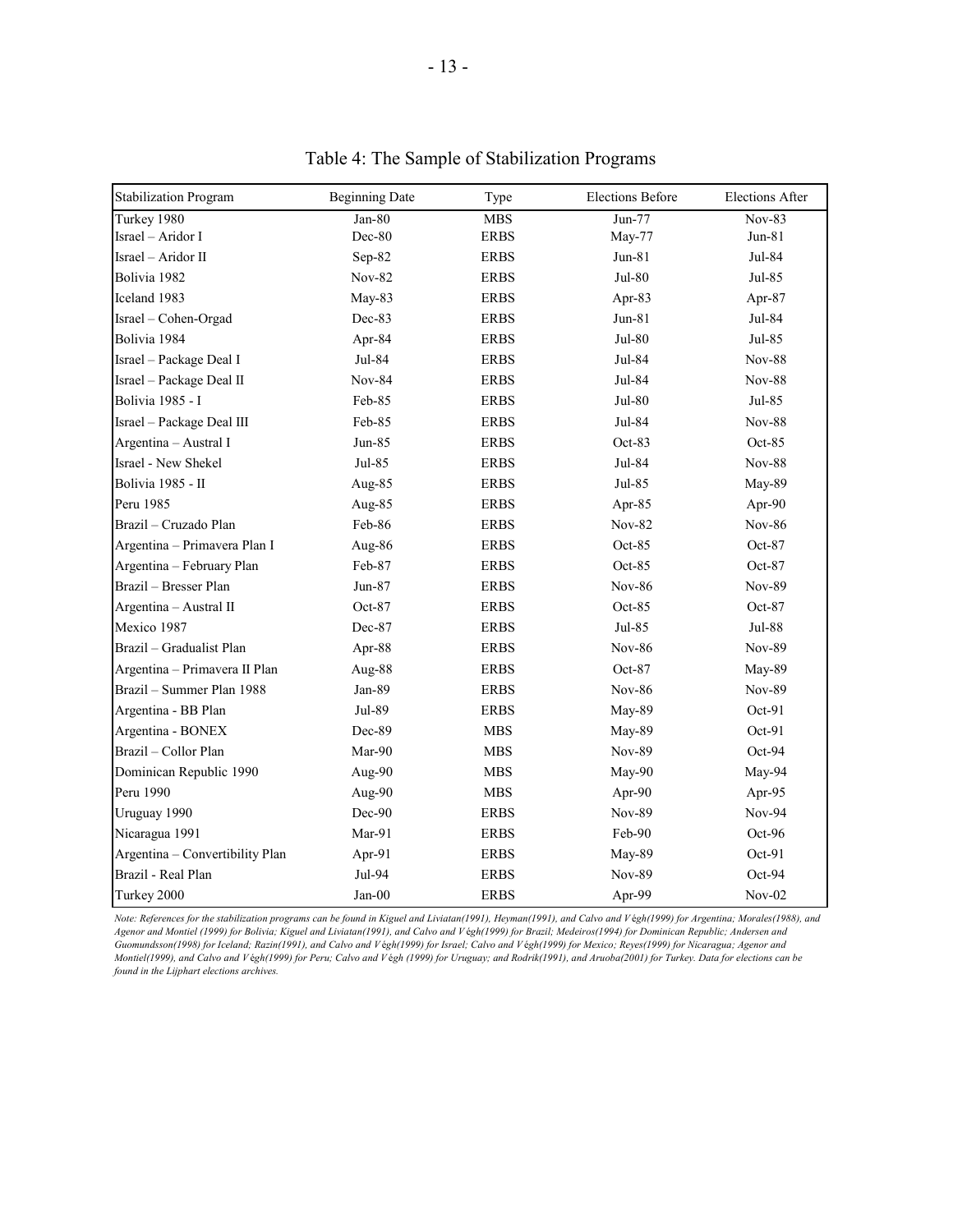Table 4: The Sample of Stabilization Programs

| Stabilization Program | Beginning Date | Type | Elections Before | Elections After |
|---|---|---|---|---|
| Turkey 1980 | Jan-80 | MBS | Jun-77 | Nov-83 |
| Israel – Aridor I | Dec-80 | ERBS | May-77 | Jun-81 |
| Israel – Aridor II | Sep-82 | ERBS | Jun-81 | Jul-84 |
| Bolivia 1982 | Nov-82 | ERBS | Jul-80 | Jul-85 |
| Iceland 1983 | May-83 | ERBS | Apr-83 | Apr-87 |
| Israel – Cohen-Orgad | Dec-83 | ERBS | Jun-81 | Jul-84 |
| Bolivia 1984 | Apr-84 | ERBS | Jul-80 | Jul-85 |
| Israel – Package Deal I | Jul-84 | ERBS | Jul-84 | Nov-88 |
| Israel – Package Deal II | Nov-84 | ERBS | Jul-84 | Nov-88 |
| Bolivia 1985 - I | Feb-85 | ERBS | Jul-80 | Jul-85 |
| Israel – Package Deal III | Feb-85 | ERBS | Jul-84 | Nov-88 |
| Argentina – Austral I | Jun-85 | ERBS | Oct-83 | Oct-85 |
| Israel - New Shekel | Jul-85 | ERBS | Jul-84 | Nov-88 |
| Bolivia 1985 - II | Aug-85 | ERBS | Jul-85 | May-89 |
| Peru 1985 | Aug-85 | ERBS | Apr-85 | Apr-90 |
| Brazil – Cruzado Plan | Feb-86 | ERBS | Nov-82 | Nov-86 |
| Argentina – Primavera Plan I | Aug-86 | ERBS | Oct-85 | Oct-87 |
| Argentina – February Plan | Feb-87 | ERBS | Oct-85 | Oct-87 |
| Brazil – Bresser Plan | Jun-87 | ERBS | Nov-86 | Nov-89 |
| Argentina – Austral II | Oct-87 | ERBS | Oct-85 | Oct-87 |
| Mexico 1987 | Dec-87 | ERBS | Jul-85 | Jul-88 |
| Brazil – Gradualist Plan | Apr-88 | ERBS | Nov-86 | Nov-89 |
| Argentina – Primavera II Plan | Aug-88 | ERBS | Oct-87 | May-89 |
| Brazil – Summer Plan 1988 | Jan-89 | ERBS | Nov-86 | Nov-89 |
| Argentina - BB Plan | Jul-89 | ERBS | May-89 | Oct-91 |
| Argentina - BONEX | Dec-89 | MBS | May-89 | Oct-91 |
| Brazil – Collor Plan | Mar-90 | MBS | Nov-89 | Oct-94 |
| Dominican Republic 1990 | Aug-90 | MBS | May-90 | May-94 |
| Peru 1990 | Aug-90 | MBS | Apr-90 | Apr-95 |
| Uruguay 1990 | Dec-90 | ERBS | Nov-89 | Nov-94 |
| Nicaragua 1991 | Mar-91 | ERBS | Feb-90 | Oct-96 |
| Argentina – Convertibility Plan | Apr-91 | ERBS | May-89 | Oct-91 |
| Brazil - Real Plan | Jul-94 | ERBS | Nov-89 | Oct-94 |
| Turkey 2000 | Jan-00 | ERBS | Apr-99 | Nov-02 |

*Note: References for the stabilization programs can be found in Kiguel and Liviatan(1991), Heyman(1991), and Calvo and Végh(1999) for Argentina; Morales(1988), and Agenor and Montiel (1999) for Bolivia; Kiguel and Liviatan(1991), and Calvo and Végh(1999) for Brazil; Medeiros(1994) for Dominican Republic; Andersen and Guomundsson(1998) for Iceland; Razin(1991), and Calvo and Végh(1999) for Israel; Calvo and Végh(1999) for Mexico; Reyes(1999) for Nicaragua; Agenor and Montiel(1999), and Calvo and Végh(1999) for Peru; Calvo and Végh (1999) for Uruguay; and Rodrik(1991), and Aruoba(2001) for Turkey. Data for elections can be found in the Lijphart elections archives.*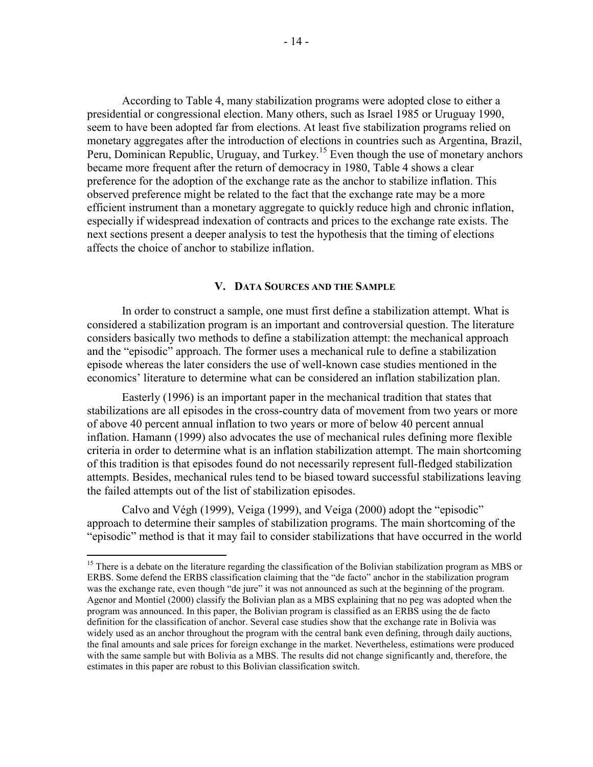According to Table 4, many stabilization programs were adopted close to either a presidential or congressional election. Many others, such as Israel 1985 or Uruguay 1990, seem to have been adopted far from elections. At least five stabilization programs relied on monetary aggregates after the introduction of elections in countries such as Argentina, Brazil, Peru, Dominican Republic, Uruguay, and Turkey.[15] Even though the use of monetary anchors became more frequent after the return of democracy in 1980, Table 4 shows a clear preference for the adoption of the exchange rate as the anchor to stabilize inflation. This observed preference might be related to the fact that the exchange rate may be a more efficient instrument than a monetary aggregate to quickly reduce high and chronic inflation, especially if widespread indexation of contracts and prices to the exchange rate exists. The next sections present a deeper analysis to test the hypothesis that the timing of elections affects the choice of anchor to stabilize inflation.

## V. Data Sources and the Sample

In order to construct a sample, one must first define a stabilization attempt. What is considered a stabilization program is an important and controversial question. The literature considers basically two methods to define a stabilization attempt: the mechanical approach and the "episodic" approach. The former uses a mechanical rule to define a stabilization episode whereas the later considers the use of well-known case studies mentioned in the economics' literature to determine what can be considered an inflation stabilization plan.

Easterly (1996) is an important paper in the mechanical tradition that states that stabilizations are all episodes in the cross-country data of movement from two years or more of above 40 percent annual inflation to two years or more of below 40 percent annual inflation. Hamann (1999) also advocates the use of mechanical rules defining more flexible criteria in order to determine what is an inflation stabilization attempt. The main shortcoming of this tradition is that episodes found do not necessarily represent full-fledged stabilization attempts. Besides, mechanical rules tend to be biased toward successful stabilizations leaving the failed attempts out of the list of stabilization episodes.

Calvo and Végh (1999), Veiga (1999), and Veiga (2000) adopt the "episodic" approach to determine their samples of stabilization programs. The main shortcoming of the "episodic" method is that it may fail to consider stabilizations that have occurred in the world

[15] There is a debate on the literature regarding the classification of the Bolivian stabilization program as MBS or ERBS. Some defend the ERBS classification claiming that the "de facto" anchor in the stabilization program was the exchange rate, even though "de jure" it was not announced as such at the beginning of the program. Agenor and Montiel (2000) classify the Bolivian plan as a MBS explaining that no peg was adopted when the program was announced. In this paper, the Bolivian program is classified as an ERBS using the de facto definition for the classification of anchor. Several case studies show that the exchange rate in Bolivia was widely used as an anchor throughout the program with the central bank even defining, through daily auctions, the final amounts and sale prices for foreign exchange in the market. Nevertheless, estimations were produced with the same sample but with Bolivia as a MBS. The results did not change significantly and, therefore, the estimates in this paper are robust to this Bolivian classification switch.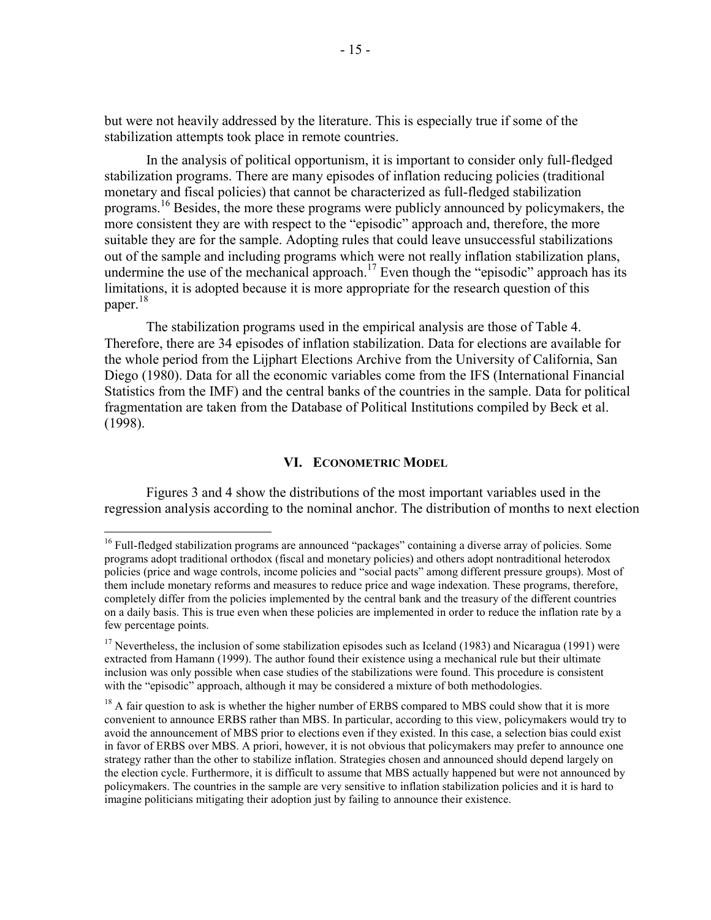but were not heavily addressed by the literature. This is especially true if some of the stabilization attempts took place in remote countries.

In the analysis of political opportunism, it is important to consider only full-fledged stabilization programs. There are many episodes of inflation reducing policies (traditional monetary and fiscal policies) that cannot be characterized as full-fledged stabilization programs.[16] Besides, the more these programs were publicly announced by policymakers, the more consistent they are with respect to the "episodic" approach and, therefore, the more suitable they are for the sample. Adopting rules that could leave unsuccessful stabilizations out of the sample and including programs which were not really inflation stabilization plans, undermine the use of the mechanical approach.[17] Even though the "episodic" approach has its limitations, it is adopted because it is more appropriate for the research question of this paper.[18]

The stabilization programs used in the empirical analysis are those of Table 4. Therefore, there are 34 episodes of inflation stabilization. Data for elections are available for the whole period from the Lijphart Elections Archive from the University of California, San Diego (1980). Data for all the economic variables come from the IFS (International Financial Statistics from the IMF) and the central banks of the countries in the sample. Data for political fragmentation are taken from the Database of Political Institutions compiled by Beck et al. (1998).

## VI. Econometric Model

Figures 3 and 4 show the distributions of the most important variables used in the regression analysis according to the nominal anchor. The distribution of months to next election

---

[16] Full-fledged stabilization programs are announced "packages" containing a diverse array of policies. Some programs adopt traditional orthodox (fiscal and monetary policies) and others adopt nontraditional heterodox policies (price and wage controls, income policies and "social pacts" among different pressure groups). Most of them include monetary reforms and measures to reduce price and wage indexation. These programs, therefore, completely differ from the policies implemented by the central bank and the treasury of the different countries on a daily basis. This is true even when these policies are implemented in order to reduce the inflation rate by a few percentage points.

[17] Nevertheless, the inclusion of some stabilization episodes such as Iceland (1983) and Nicaragua (1991) were extracted from Hamann (1999). The author found their existence using a mechanical rule but their ultimate inclusion was only possible when case studies of the stabilizations were found. This procedure is consistent with the "episodic" approach, although it may be considered a mixture of both methodologies.

[18] A fair question to ask is whether the higher number of ERBS compared to MBS could show that it is more convenient to announce ERBS rather than MBS. In particular, according to this view, policymakers would try to avoid the announcement of MBS prior to elections even if they existed. In this case, a selection bias could exist in favor of ERBS over MBS. A priori, however, it is not obvious that policymakers may prefer to announce one strategy rather than the other to stabilize inflation. Strategies chosen and announced should depend largely on the election cycle. Furthermore, it is difficult to assume that MBS actually happened but were not announced by policymakers. The countries in the sample are very sensitive to inflation stabilization policies and it is hard to imagine politicians mitigating their adoption just by failing to announce their existence.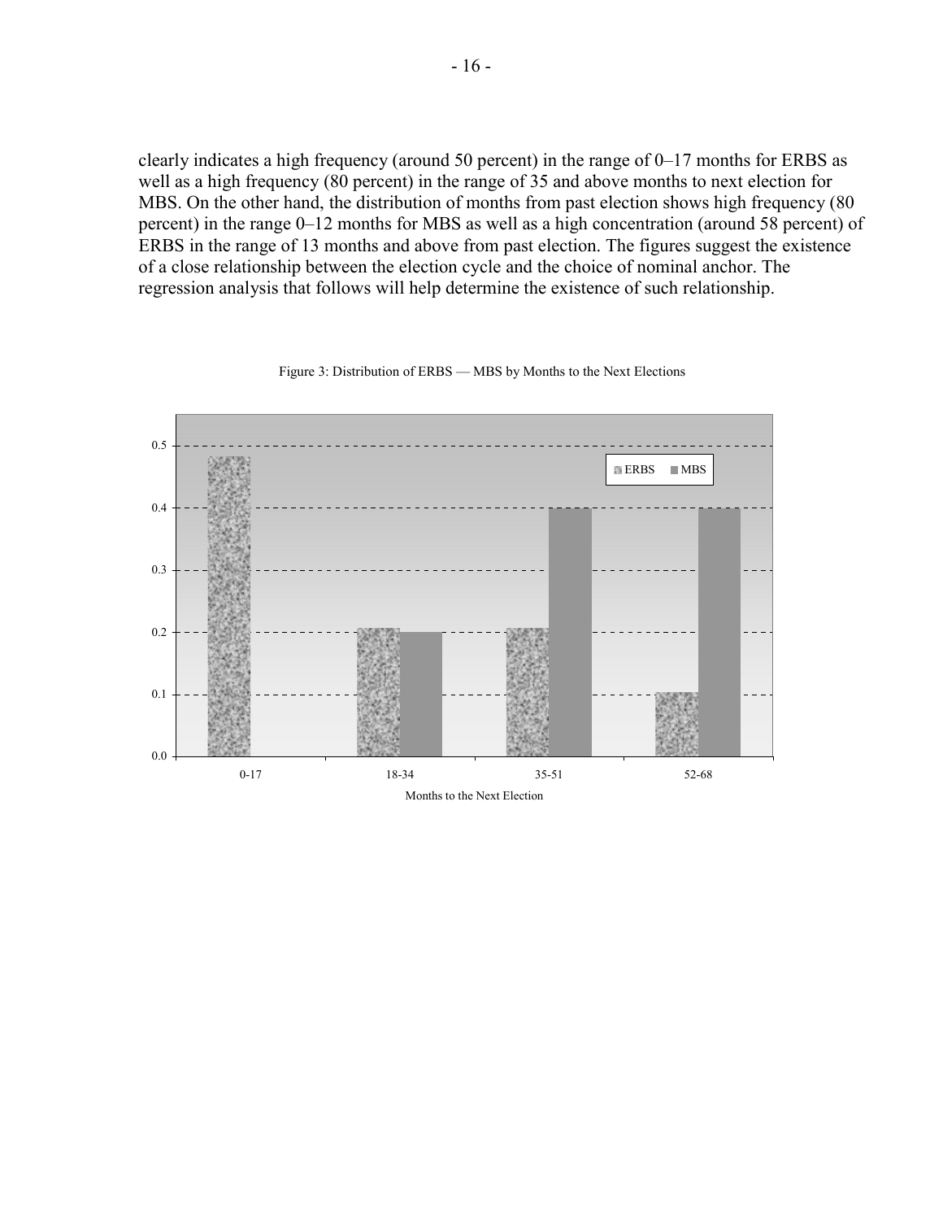clearly indicates a high frequency (around 50 percent) in the range of 0–17 months for ERBS as well as a high frequency (80 percent) in the range of 35 and above months to next election for MBS. On the other hand, the distribution of months from past election shows high frequency (80 percent) in the range 0–12 months for MBS as well as a high concentration (around 58 percent) of ERBS in the range of 13 months and above from past election. The figures suggest the existence of a close relationship between the election cycle and the choice of nominal anchor. The regression analysis that follows will help determine the existence of such relationship.

Figure 3: Distribution of ERBS — MBS by Months to the Next Elections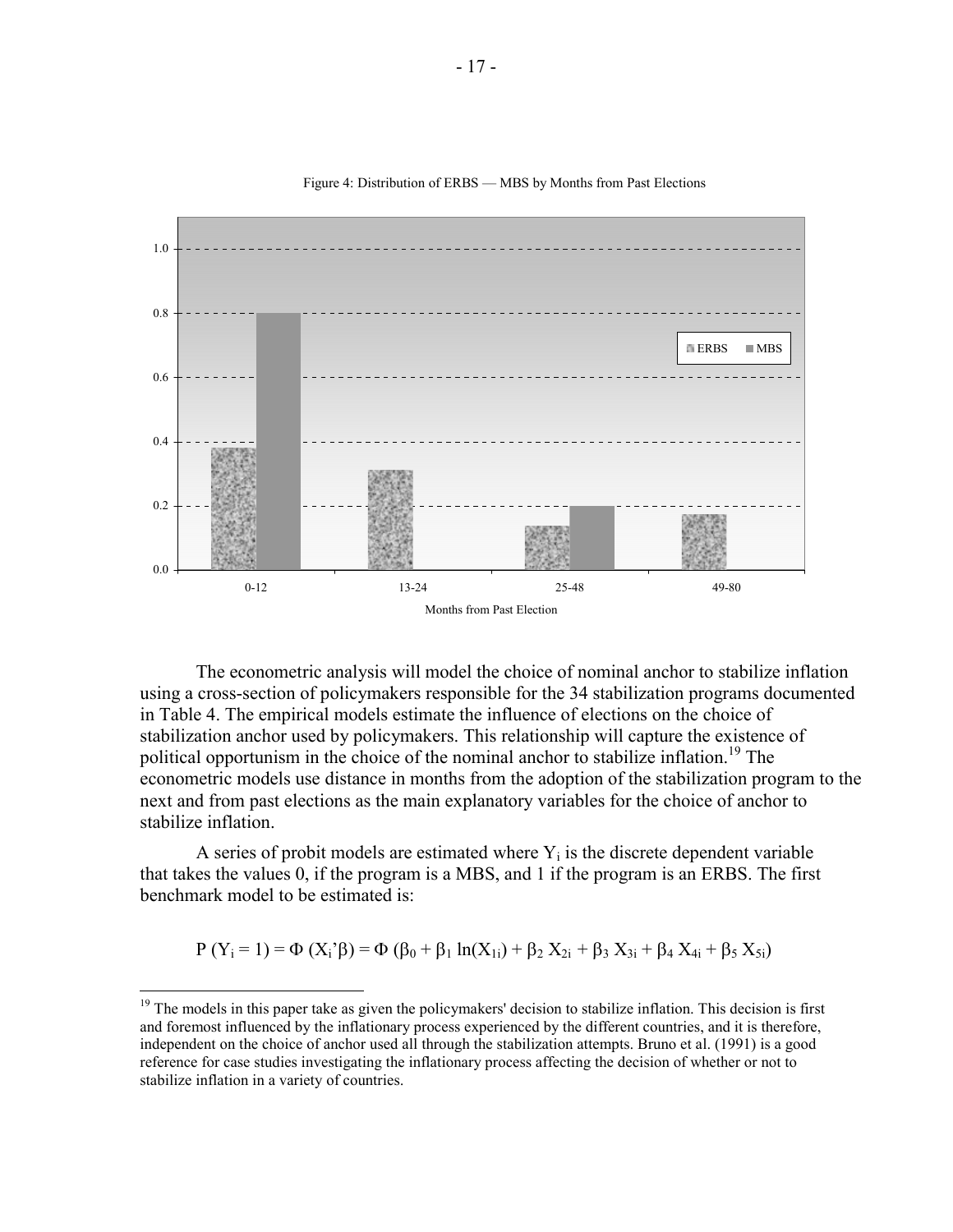Figure 4: Distribution of ERBS — MBS by Months from Past Elections

The econometric analysis will model the choice of nominal anchor to stabilize inflation using a cross-section of policymakers responsible for the 34 stabilization programs documented in Table 4. The empirical models estimate the influence of elections on the choice of stabilization anchor used by policymakers. This relationship will capture the existence of political opportunism in the choice of the nominal anchor to stabilize inflation.[19] The econometric models use distance in months from the adoption of the stabilization program to the next and from past elections as the main explanatory variables for the choice of anchor to stabilize inflation.

A series of probit models are estimated where $Y_i$ is the discrete dependent variable that takes the values 0, if the program is a MBS, and 1 if the program is an ERBS. The first benchmark model to be estimated is:

$$P(Y_i = 1) = \Phi(X_i'\beta) = \Phi(\beta_0 + \beta_1 \ln(X_{1i}) + \beta_2 X_{2i} + \beta_3 X_{3i} + \beta_4 X_{4i} + \beta_5 X_{5i})$$

[19] The models in this paper take as given the policymakers' decision to stabilize inflation. This decision is first and foremost influenced by the inflationary process experienced by the different countries, and it is therefore, independent on the choice of anchor used all through the stabilization attempts. Bruno et al. (1991) is a good reference for case studies investigating the inflationary process affecting the decision of whether or not to stabilize inflation in a variety of countries.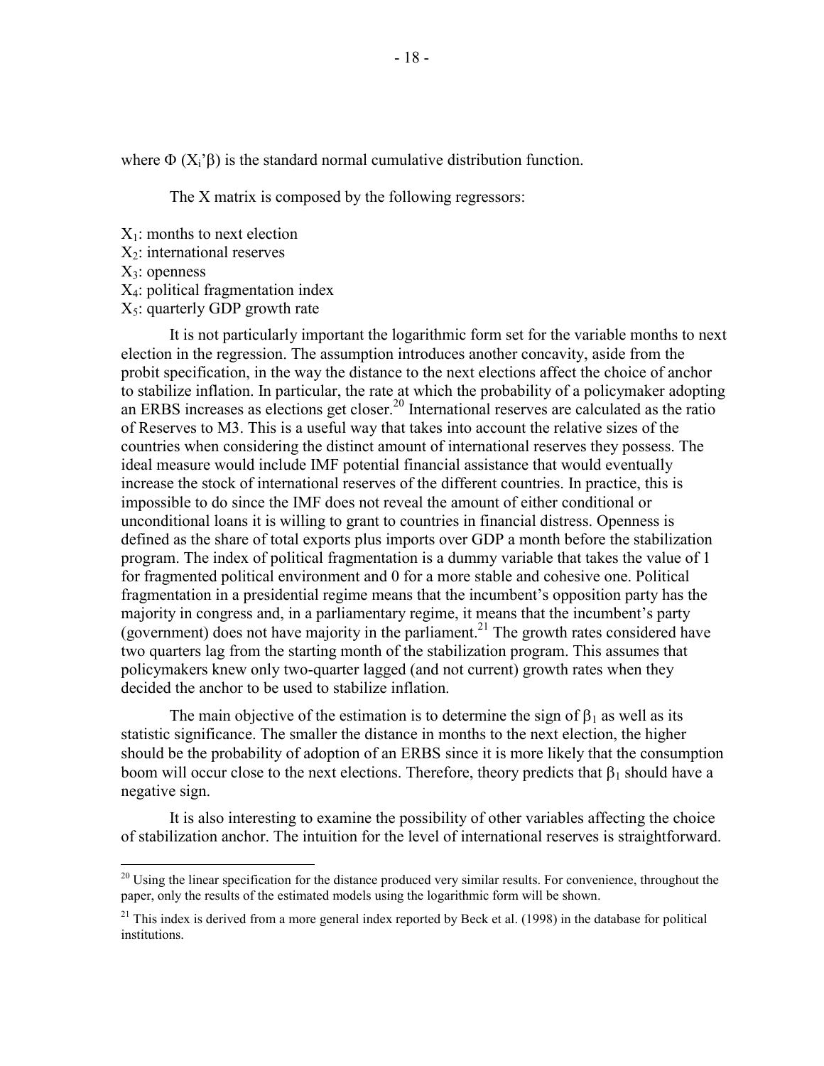where $\Phi(X_i'\beta)$ is the standard normal cumulative distribution function.

The X matrix is composed by the following regressors:

$X_1$: months to next election
$X_2$: international reserves
$X_3$: openness
$X_4$: political fragmentation index
$X_5$: quarterly GDP growth rate

It is not particularly important the logarithmic form set for the variable months to next election in the regression. The assumption introduces another concavity, aside from the probit specification, in the way the distance to the next elections affect the choice of anchor to stabilize inflation. In particular, the rate at which the probability of a policymaker adopting an ERBS increases as elections get closer.[20] International reserves are calculated as the ratio of Reserves to M3. This is a useful way that takes into account the relative sizes of the countries when considering the distinct amount of international reserves they possess. The ideal measure would include IMF potential financial assistance that would eventually increase the stock of international reserves of the different countries. In practice, this is impossible to do since the IMF does not reveal the amount of either conditional or unconditional loans it is willing to grant to countries in financial distress. Openness is defined as the share of total exports plus imports over GDP a month before the stabilization program. The index of political fragmentation is a dummy variable that takes the value of 1 for fragmented political environment and 0 for a more stable and cohesive one. Political fragmentation in a presidential regime means that the incumbent's opposition party has the majority in congress and, in a parliamentary regime, it means that the incumbent's party (government) does not have majority in the parliament.[21] The growth rates considered have two quarters lag from the starting month of the stabilization program. This assumes that policymakers knew only two-quarter lagged (and not current) growth rates when they decided the anchor to be used to stabilize inflation.

The main objective of the estimation is to determine the sign of $\beta_1$ as well as its statistic significance. The smaller the distance in months to the next election, the higher should be the probability of adoption of an ERBS since it is more likely that the consumption boom will occur close to the next elections. Therefore, theory predicts that $\beta_1$ should have a negative sign.

It is also interesting to examine the possibility of other variables affecting the choice of stabilization anchor. The intuition for the level of international reserves is straightforward.

---

[20] Using the linear specification for the distance produced very similar results. For convenience, throughout the paper, only the results of the estimated models using the logarithmic form will be shown.

[21] This index is derived from a more general index reported by Beck et al. (1998) in the database for political institutions.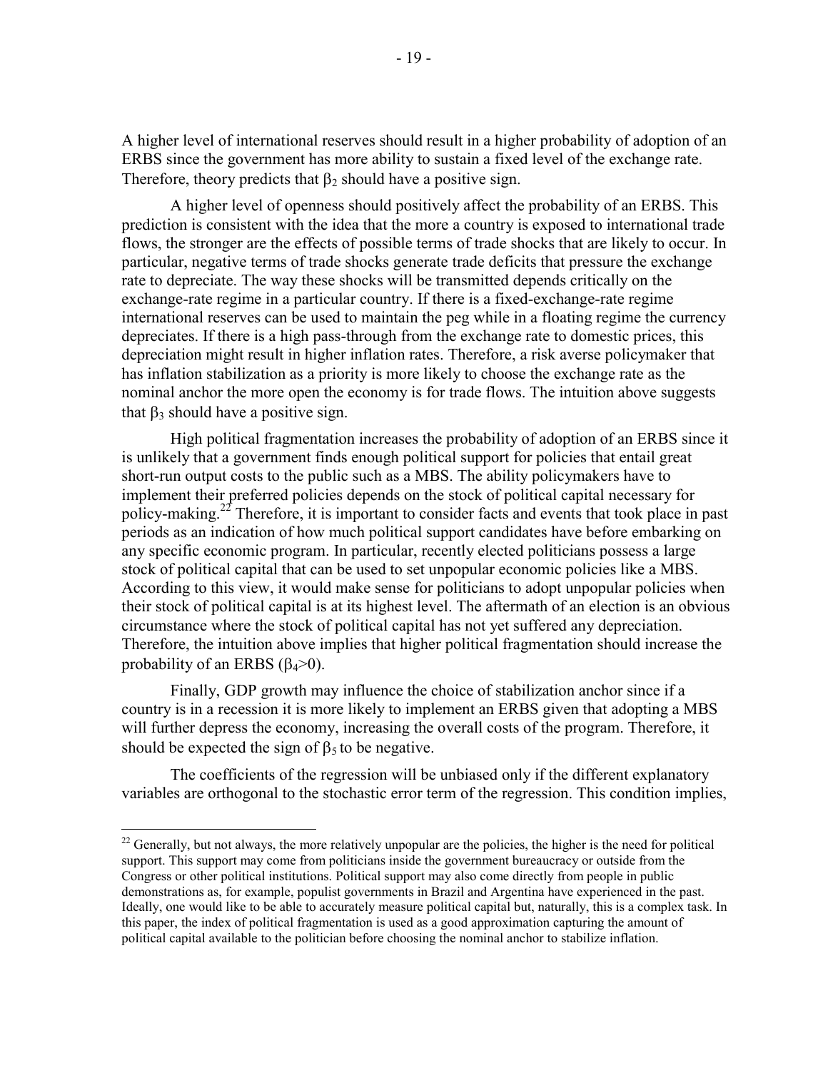A higher level of international reserves should result in a higher probability of adoption of an ERBS since the government has more ability to sustain a fixed level of the exchange rate. Therefore, theory predicts that $\beta_2$ should have a positive sign.

A higher level of openness should positively affect the probability of an ERBS. This prediction is consistent with the idea that the more a country is exposed to international trade flows, the stronger are the effects of possible terms of trade shocks that are likely to occur. In particular, negative terms of trade shocks generate trade deficits that pressure the exchange rate to depreciate. The way these shocks will be transmitted depends critically on the exchange-rate regime in a particular country. If there is a fixed-exchange-rate regime international reserves can be used to maintain the peg while in a floating regime the currency depreciates. If there is a high pass-through from the exchange rate to domestic prices, this depreciation might result in higher inflation rates. Therefore, a risk averse policymaker that has inflation stabilization as a priority is more likely to choose the exchange rate as the nominal anchor the more open the economy is for trade flows. The intuition above suggests that $\beta_3$ should have a positive sign.

High political fragmentation increases the probability of adoption of an ERBS since it is unlikely that a government finds enough political support for policies that entail great short-run output costs to the public such as a MBS. The ability policymakers have to implement their preferred policies depends on the stock of political capital necessary for policy-making.[22] Therefore, it is important to consider facts and events that took place in past periods as an indication of how much political support candidates have before embarking on any specific economic program. In particular, recently elected politicians possess a large stock of political capital that can be used to set unpopular economic policies like a MBS. According to this view, it would make sense for politicians to adopt unpopular policies when their stock of political capital is at its highest level. The aftermath of an election is an obvious circumstance where the stock of political capital has not yet suffered any depreciation. Therefore, the intuition above implies that higher political fragmentation should increase the probability of an ERBS ($\beta_4>0$).

Finally, GDP growth may influence the choice of stabilization anchor since if a country is in a recession it is more likely to implement an ERBS given that adopting a MBS will further depress the economy, increasing the overall costs of the program. Therefore, it should be expected the sign of $\beta_5$ to be negative.

The coefficients of the regression will be unbiased only if the different explanatory variables are orthogonal to the stochastic error term of the regression. This condition implies,

[22] Generally, but not always, the more relatively unpopular are the policies, the higher is the need for political support. This support may come from politicians inside the government bureaucracy or outside from the Congress or other political institutions. Political support may also come directly from people in public demonstrations as, for example, populist governments in Brazil and Argentina have experienced in the past. Ideally, one would like to be able to accurately measure political capital but, naturally, this is a complex task. In this paper, the index of political fragmentation is used as a good approximation capturing the amount of political capital available to the politician before choosing the nominal anchor to stabilize inflation.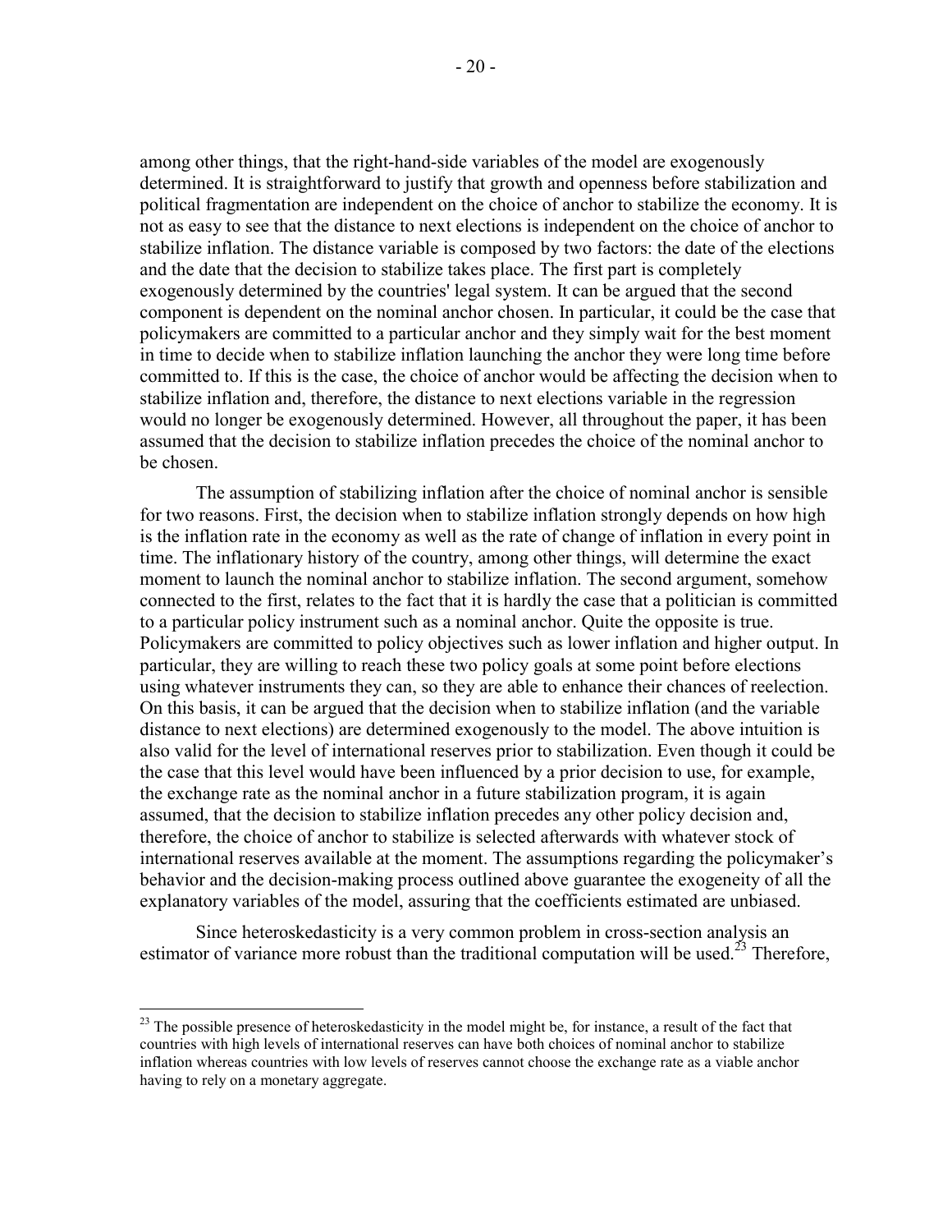among other things, that the right-hand-side variables of the model are exogenously determined. It is straightforward to justify that growth and openness before stabilization and political fragmentation are independent on the choice of anchor to stabilize the economy. It is not as easy to see that the distance to next elections is independent on the choice of anchor to stabilize inflation. The distance variable is composed by two factors: the date of the elections and the date that the decision to stabilize takes place. The first part is completely exogenously determined by the countries' legal system. It can be argued that the second component is dependent on the nominal anchor chosen. In particular, it could be the case that policymakers are committed to a particular anchor and they simply wait for the best moment in time to decide when to stabilize inflation launching the anchor they were long time before committed to. If this is the case, the choice of anchor would be affecting the decision when to stabilize inflation and, therefore, the distance to next elections variable in the regression would no longer be exogenously determined. However, all throughout the paper, it has been assumed that the decision to stabilize inflation precedes the choice of the nominal anchor to be chosen.

The assumption of stabilizing inflation after the choice of nominal anchor is sensible for two reasons. First, the decision when to stabilize inflation strongly depends on how high is the inflation rate in the economy as well as the rate of change of inflation in every point in time. The inflationary history of the country, among other things, will determine the exact moment to launch the nominal anchor to stabilize inflation. The second argument, somehow connected to the first, relates to the fact that it is hardly the case that a politician is committed to a particular policy instrument such as a nominal anchor. Quite the opposite is true. Policymakers are committed to policy objectives such as lower inflation and higher output. In particular, they are willing to reach these two policy goals at some point before elections using whatever instruments they can, so they are able to enhance their chances of reelection. On this basis, it can be argued that the decision when to stabilize inflation (and the variable distance to next elections) are determined exogenously to the model. The above intuition is also valid for the level of international reserves prior to stabilization. Even though it could be the case that this level would have been influenced by a prior decision to use, for example, the exchange rate as the nominal anchor in a future stabilization program, it is again assumed, that the decision to stabilize inflation precedes any other policy decision and, therefore, the choice of anchor to stabilize is selected afterwards with whatever stock of international reserves available at the moment. The assumptions regarding the policymaker's behavior and the decision-making process outlined above guarantee the exogeneity of all the explanatory variables of the model, assuring that the coefficients estimated are unbiased.

Since heteroskedasticity is a very common problem in cross-section analysis an estimator of variance more robust than the traditional computation will be used.[23] Therefore,

[23] The possible presence of heteroskedasticity in the model might be, for instance, a result of the fact that countries with high levels of international reserves can have both choices of nominal anchor to stabilize inflation whereas countries with low levels of reserves cannot choose the exchange rate as a viable anchor having to rely on a monetary aggregate.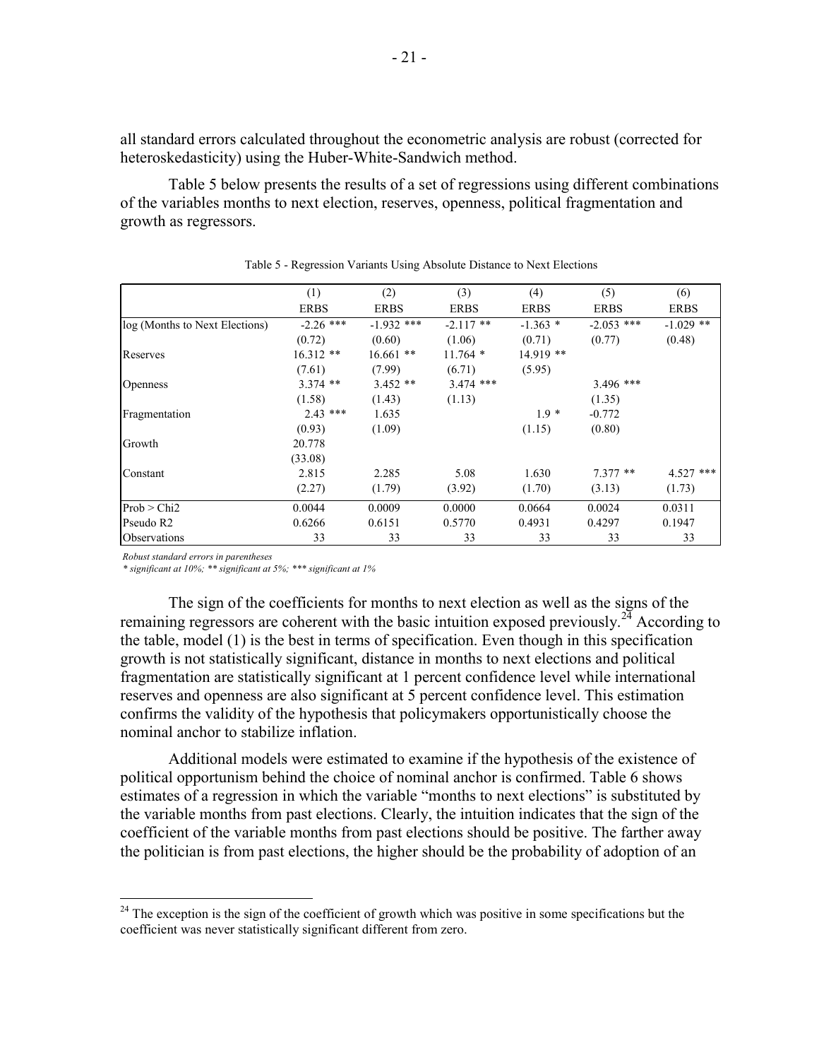all standard errors calculated throughout the econometric analysis are robust (corrected for heteroskedasticity) using the Huber-White-Sandwich method.

Table 5 below presents the results of a set of regressions using different combinations of the variables months to next election, reserves, openness, political fragmentation and growth as regressors.

Table 5 - Regression Variants Using Absolute Distance to Next Elections

| | (1) | (2) | (3) | (4) | (5) | (6) |
|---|---|---|---|---|---|---|
| | ERBS | ERBS | ERBS | ERBS | ERBS | ERBS |
| log (Months to Next Elections) | -2.26 *** | -1.932 *** | -2.117 ** | -1.363 * | -2.053 *** | -1.029 ** |
| | (0.72) | (0.60) | (1.06) | (0.71) | (0.77) | (0.48) |
| Reserves | 16.312 ** | 16.661 ** | 11.764 * | 14.919 ** | | |
| | (7.61) | (7.99) | (6.71) | (5.95) | | |
| Openness | 3.374 ** | 3.452 ** | 3.474 *** | | 3.496 *** | |
| | (1.58) | (1.43) | (1.13) | | (1.35) | |
| Fragmentation | 2.43 *** | 1.635 | | 1.9 * | -0.772 | |
| | (0.93) | (1.09) | | (1.15) | (0.80) | |
| Growth | 20.778 | | | | | |
| | (33.08) | | | | | |
| Constant | 2.815 | 2.285 | 5.08 | 1.630 | 7.377 ** | 4.527 *** |
| | (2.27) | (1.79) | (3.92) | (1.70) | (3.13) | (1.73) |
| Prob > Chi2 | 0.0044 | 0.0009 | 0.0000 | 0.0664 | 0.0024 | 0.0311 |
| Pseudo R2 | 0.6266 | 0.6151 | 0.5770 | 0.4931 | 0.4297 | 0.1947 |
| Observations | 33 | 33 | 33 | 33 | 33 | 33 |

*Robust standard errors in parentheses*

*\* significant at 10%; \*\* significant at 5%; \*\*\* significant at 1%*

The sign of the coefficients for months to next election as well as the signs of the remaining regressors are coherent with the basic intuition exposed previously.[24] According to the table, model (1) is the best in terms of specification. Even though in this specification growth is not statistically significant, distance in months to next elections and political fragmentation are statistically significant at 1 percent confidence level while international reserves and openness are also significant at 5 percent confidence level. This estimation confirms the validity of the hypothesis that policymakers opportunistically choose the nominal anchor to stabilize inflation.

Additional models were estimated to examine if the hypothesis of the existence of political opportunism behind the choice of nominal anchor is confirmed. Table 6 shows estimates of a regression in which the variable "months to next elections" is substituted by the variable months from past elections. Clearly, the intuition indicates that the sign of the coefficient of the variable months from past elections should be positive. The farther away the politician is from past elections, the higher should be the probability of adoption of an

[24] The exception is the sign of the coefficient of growth which was positive in some specifications but the coefficient was never statistically significant different from zero.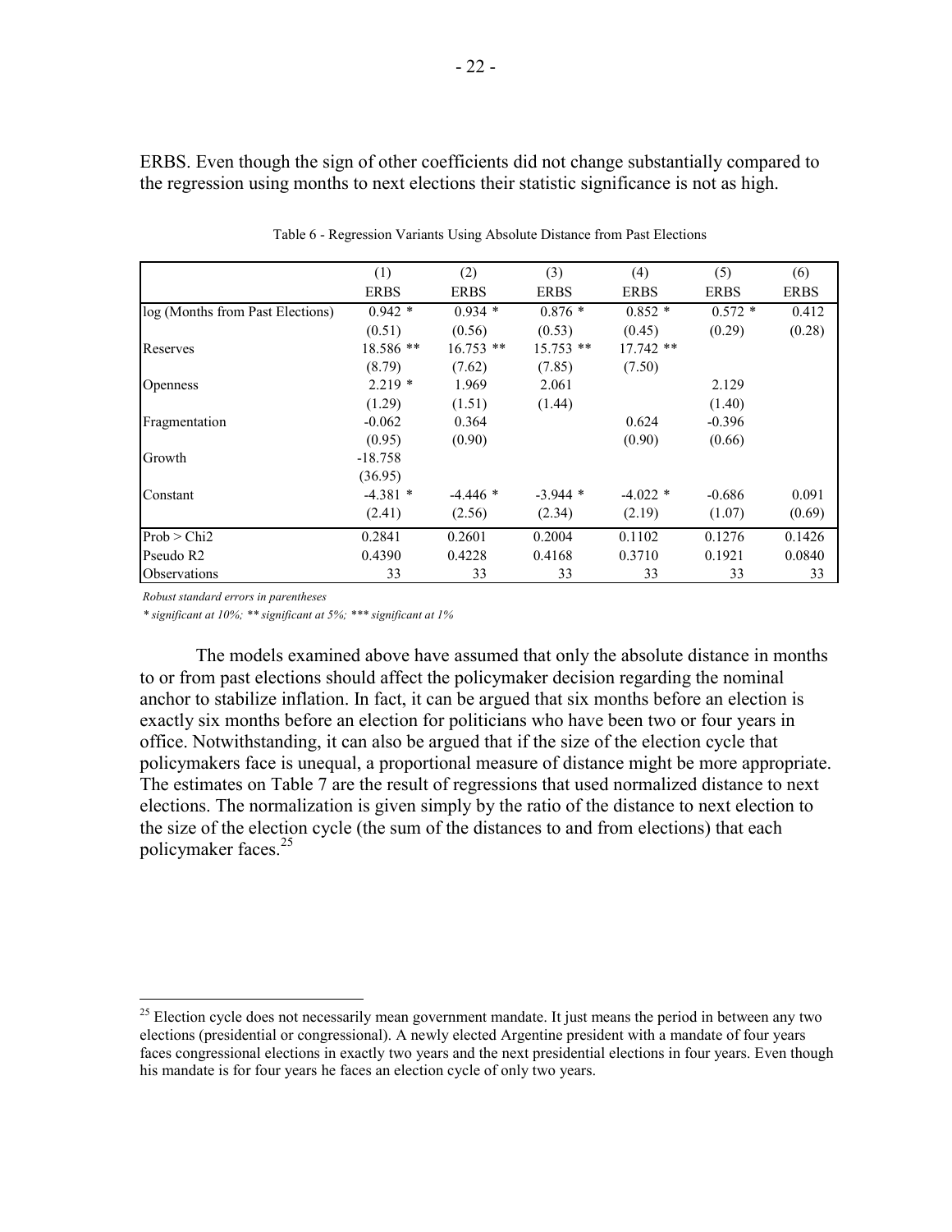ERBS. Even though the sign of other coefficients did not change substantially compared to the regression using months to next elections their statistic significance is not as high.

Table 6 - Regression Variants Using Absolute Distance from Past Elections

| | (1) | (2) | (3) | (4) | (5) | (6) |
|---|---|---|---|---|---|---|
| | ERBS | ERBS | ERBS | ERBS | ERBS | ERBS |
| log (Months from Past Elections) | 0.942 * | 0.934 * | 0.876 * | 0.852 * | 0.572 * | 0.412 |
| | (0.51) | (0.56) | (0.53) | (0.45) | (0.29) | (0.28) |
| Reserves | 18.586 ** | 16.753 ** | 15.753 ** | 17.742 ** | | |
| | (8.79) | (7.62) | (7.85) | (7.50) | | |
| Openness | 2.219 * | 1.969 | 2.061 | | 2.129 | |
| | (1.29) | (1.51) | (1.44) | | (1.40) | |
| Fragmentation | -0.062 | 0.364 | | 0.624 | -0.396 | |
| | (0.95) | (0.90) | | (0.90) | (0.66) | |
| Growth | -18.758 | | | | | |
| | (36.95) | | | | | |
| Constant | -4.381 * | -4.446 * | -3.944 * | -4.022 * | -0.686 | 0.091 |
| | (2.41) | (2.56) | (2.34) | (2.19) | (1.07) | (0.69) |
| Prob > Chi2 | 0.2841 | 0.2601 | 0.2004 | 0.1102 | 0.1276 | 0.1426 |
| Pseudo R2 | 0.4390 | 0.4228 | 0.4168 | 0.3710 | 0.1921 | 0.0840 |
| Observations | 33 | 33 | 33 | 33 | 33 | 33 |

*Robust standard errors in parentheses*

*\* significant at 10%; \*\* significant at 5%; \*\*\* significant at 1%*

The models examined above have assumed that only the absolute distance in months to or from past elections should affect the policymaker decision regarding the nominal anchor to stabilize inflation. In fact, it can be argued that six months before an election is exactly six months before an election for politicians who have been two or four years in office. Notwithstanding, it can also be argued that if the size of the election cycle that policymakers face is unequal, a proportional measure of distance might be more appropriate. The estimates on Table 7 are the result of regressions that used normalized distance to next elections. The normalization is given simply by the ratio of the distance to next election to the size of the election cycle (the sum of the distances to and from elections) that each policymaker faces.[25]

[25] Election cycle does not necessarily mean government mandate. It just means the period in between any two elections (presidential or congressional). A newly elected Argentine president with a mandate of four years faces congressional elections in exactly two years and the next presidential elections in four years. Even though his mandate is for four years he faces an election cycle of only two years.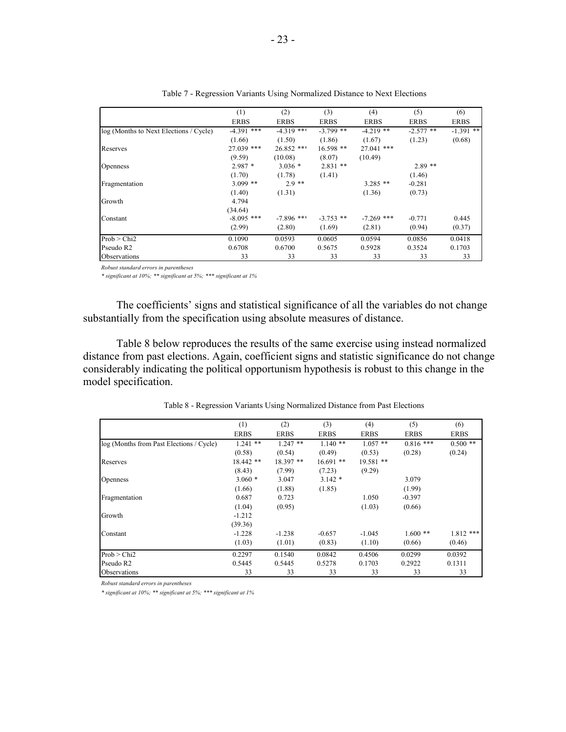Table 7 - Regression Variants Using Normalized Distance to Next Elections

| | (1) | (2) | (3) | (4) | (5) | (6) |
|---|---|---|---|---|---|---|
| | ERBS | ERBS | ERBS | ERBS | ERBS | ERBS |
| log (Months to Next Elections / Cycle) | -4.391 *** | -4.319 *** | -3.799 ** | -4.219 ** | -2.577 ** | -1.391 ** |
| | (1.66) | (1.50) | (1.86) | (1.67) | (1.23) | (0.68) |
| Reserves | 27.039 *** | 26.852 *** | 16.598 ** | 27.041 *** | | |
| | (9.59) | (10.08) | (8.07) | (10.49) | | |
| Openness | 2.987 * | 3.036 * | 2.831 ** | | 2.89 ** | |
| | (1.70) | (1.78) | (1.41) | | (1.46) | |
| Fragmentation | 3.099 ** | 2.9 ** | | 3.285 ** | -0.281 | |
| | (1.40) | (1.31) | | (1.36) | (0.73) | |
| Growth | 4.794 | | | | | |
| | (34.64) | | | | | |
| Constant | -8.095 *** | -7.896 *** | -3.753 ** | -7.269 *** | -0.771 | 0.445 |
| | (2.99) | (2.80) | (1.69) | (2.81) | (0.94) | (0.37) |
| Prob > Chi2 | 0.1090 | 0.0593 | 0.0605 | 0.0594 | 0.0856 | 0.0418 |
| Pseudo R2 | 0.6708 | 0.6700 | 0.5675 | 0.5928 | 0.3524 | 0.1703 |
| Observations | 33 | 33 | 33 | 33 | 33 | 33 |

*Robust standard errors in parentheses*

** significant at 10%; ** significant at 5%; *** significant at 1%*

The coefficients' signs and statistical significance of all the variables do not change substantially from the specification using absolute measures of distance.

Table 8 below reproduces the results of the same exercise using instead normalized distance from past elections. Again, coefficient signs and statistic significance do not change considerably indicating the political opportunism hypothesis is robust to this change in the model specification.

Table 8 - Regression Variants Using Normalized Distance from Past Elections

| | (1) | (2) | (3) | (4) | (5) | (6) |
|---|---|---|---|---|---|---|
| | ERBS | ERBS | ERBS | ERBS | ERBS | ERBS |
| log (Months from Past Elections / Cycle) | 1.241 ** | 1.247 ** | 1.140 ** | 1.057 ** | 0.816 *** | 0.500 ** |
| | (0.58) | (0.54) | (0.49) | (0.53) | (0.28) | (0.24) |
| Reserves | 18.442 ** | 18.397 ** | 16.691 ** | 19.581 ** | | |
| | (8.43) | (7.99) | (7.23) | (9.29) | | |
| Openness | 3.060 * | 3.047 | 3.142 * | | 3.079 | |
| | (1.66) | (1.88) | (1.85) | | (1.99) | |
| Fragmentation | 0.687 | 0.723 | | 1.050 | -0.397 | |
| | (1.04) | (0.95) | | (1.03) | (0.66) | |
| Growth | -1.212 | | | | | |
| | (39.36) | | | | | |
| Constant | -1.228 | -1.238 | -0.657 | -1.045 | 1.600 ** | 1.812 *** |
| | (1.03) | (1.01) | (0.83) | (1.10) | (0.66) | (0.46) |
| Prob > Chi2 | 0.2297 | 0.1540 | 0.0842 | 0.4506 | 0.0299 | 0.0392 |
| Pseudo R2 | 0.5445 | 0.5445 | 0.5278 | 0.1703 | 0.2922 | 0.1311 |
| Observations | 33 | 33 | 33 | 33 | 33 | 33 |

*Robust standard errors in parentheses*

** significant at 10%; ** significant at 5%; *** significant at 1%*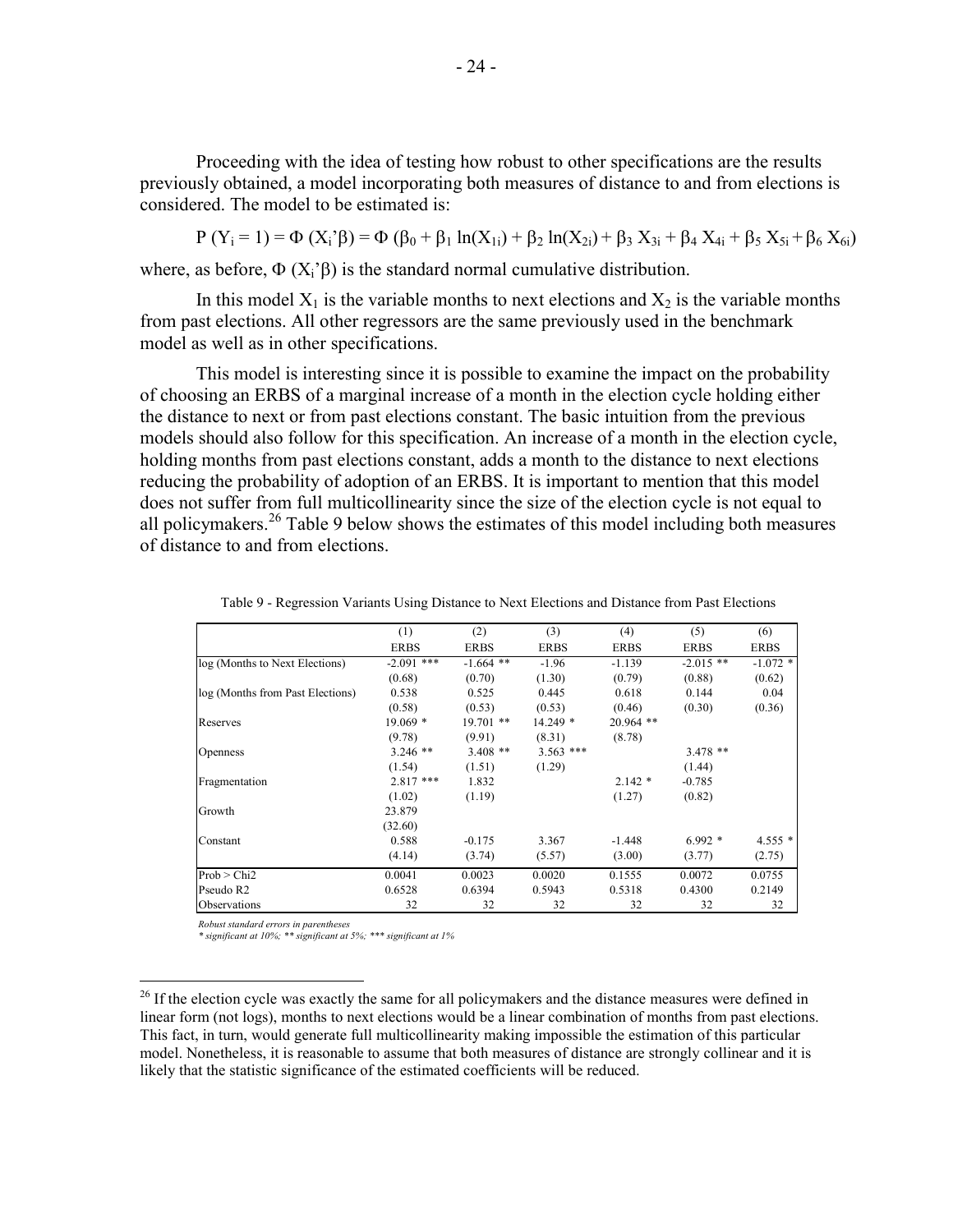Proceeding with the idea of testing how robust to other specifications are the results previously obtained, a model incorporating both measures of distance to and from elections is considered. The model to be estimated is:

$$P(Y_i = 1) = \Phi(X_i'\beta) = \Phi(\beta_0 + \beta_1 \ln(X_{1i}) + \beta_2 \ln(X_{2i}) + \beta_3 X_{3i} + \beta_4 X_{4i} + \beta_5 X_{5i} + \beta_6 X_{6i})$$

where, as before, $\Phi(X_i'\beta)$ is the standard normal cumulative distribution.

In this model $X_1$ is the variable months to next elections and $X_2$ is the variable months from past elections. All other regressors are the same previously used in the benchmark model as well as in other specifications.

This model is interesting since it is possible to examine the impact on the probability of choosing an ERBS of a marginal increase of a month in the election cycle holding either the distance to next or from past elections constant. The basic intuition from the previous models should also follow for this specification. An increase of a month in the election cycle, holding months from past elections constant, adds a month to the distance to next elections reducing the probability of adoption of an ERBS. It is important to mention that this model does not suffer from full multicollinearity since the size of the election cycle is not equal to all policymakers.[26] Table 9 below shows the estimates of this model including both measures of distance to and from elections.

Table 9 - Regression Variants Using Distance to Next Elections and Distance from Past Elections

| | (1) | (2) | (3) | (4) | (5) | (6) |
|---|---|---|---|---|---|---|
| | ERBS | ERBS | ERBS | ERBS | ERBS | ERBS |
| log (Months to Next Elections) | -2.091 *** | -1.664 ** | -1.96 | -1.139 | -2.015 ** | -1.072 * |
| | (0.68) | (0.70) | (1.30) | (0.79) | (0.88) | (0.62) |
| log (Months from Past Elections) | 0.538 | 0.525 | 0.445 | 0.618 | 0.144 | 0.04 |
| | (0.58) | (0.53) | (0.53) | (0.46) | (0.30) | (0.36) |
| Reserves | 19.069 * | 19.701 ** | 14.249 * | 20.964 ** | | |
| | (9.78) | (9.91) | (8.31) | (8.78) | | |
| Openness | 3.246 ** | 3.408 ** | 3.563 *** | | 3.478 ** | |
| | (1.54) | (1.51) | (1.29) | | (1.44) | |
| Fragmentation | 2.817 *** | 1.832 | | 2.142 * | -0.785 | |
| | (1.02) | (1.19) | | (1.27) | (0.82) | |
| Growth | 23.879 | | | | | |
| | (32.60) | | | | | |
| Constant | 0.588 | -0.175 | 3.367 | -1.448 | 6.992 * | 4.555 * |
| | (4.14) | (3.74) | (5.57) | (3.00) | (3.77) | (2.75) |
| Prob > Chi2 | 0.0041 | 0.0023 | 0.0020 | 0.1555 | 0.0072 | 0.0755 |
| Pseudo R2 | 0.6528 | 0.6394 | 0.5943 | 0.5318 | 0.4300 | 0.2149 |
| Observations | 32 | 32 | 32 | 32 | 32 | 32 |

*Robust standard errors in parentheses*
*\* significant at 10%; \*\* significant at 5%; \*\*\* significant at 1%*

[26] If the election cycle was exactly the same for all policymakers and the distance measures were defined in linear form (not logs), months to next elections would be a linear combination of months from past elections. This fact, in turn, would generate full multicollinearity making impossible the estimation of this particular model. Nonetheless, it is reasonable to assume that both measures of distance are strongly collinear and it is likely that the statistic significance of the estimated coefficients will be reduced.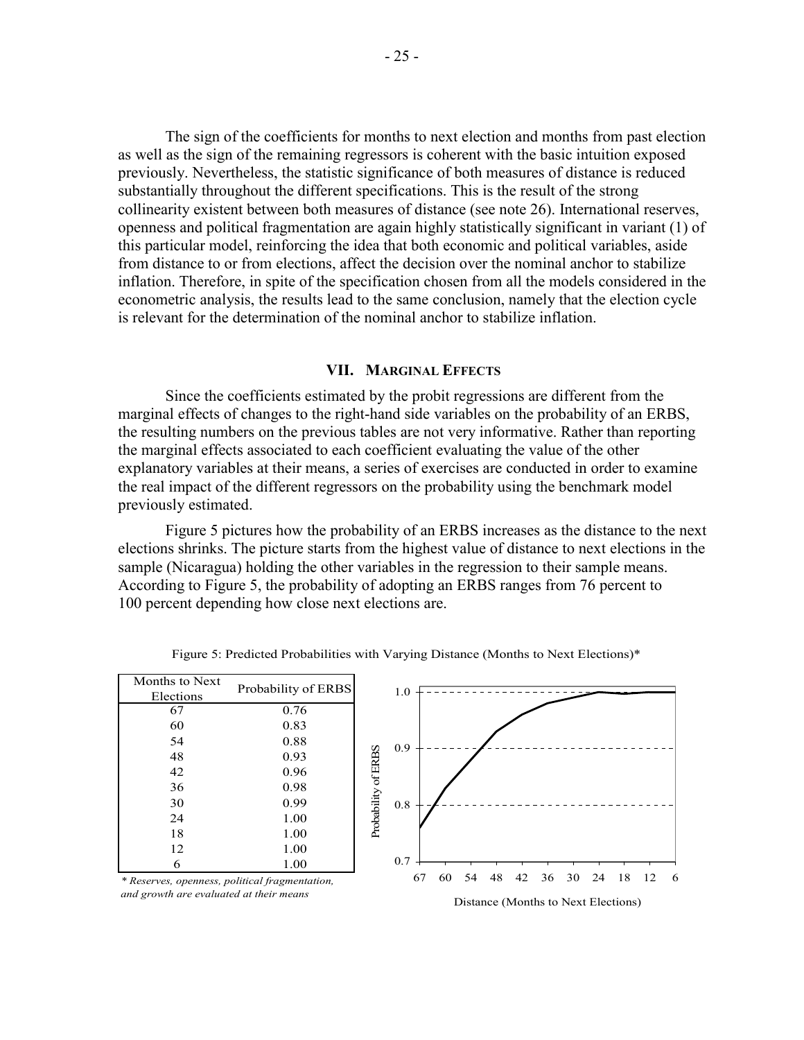The sign of the coefficients for months to next election and months from past election as well as the sign of the remaining regressors is coherent with the basic intuition exposed previously. Nevertheless, the statistic significance of both measures of distance is reduced substantially throughout the different specifications. This is the result of the strong collinearity existent between both measures of distance (see note 26). International reserves, openness and political fragmentation are again highly statistically significant in variant (1) of this particular model, reinforcing the idea that both economic and political variables, aside from distance to or from elections, affect the decision over the nominal anchor to stabilize inflation. Therefore, in spite of the specification chosen from all the models considered in the econometric analysis, the results lead to the same conclusion, namely that the election cycle is relevant for the determination of the nominal anchor to stabilize inflation.

## VII. Marginal Effects

Since the coefficients estimated by the probit regressions are different from the marginal effects of changes to the right-hand side variables on the probability of an ERBS, the resulting numbers on the previous tables are not very informative. Rather than reporting the marginal effects associated to each coefficient evaluating the value of the other explanatory variables at their means, a series of exercises are conducted in order to examine the real impact of the different regressors on the probability using the benchmark model previously estimated.

Figure 5 pictures how the probability of an ERBS increases as the distance to the next elections shrinks. The picture starts from the highest value of distance to next elections in the sample (Nicaragua) holding the other variables in the regression to their sample means. According to Figure 5, the probability of adopting an ERBS ranges from 76 percent to 100 percent depending how close next elections are.

Figure 5: Predicted Probabilities with Varying Distance (Months to Next Elections)*

| Months to Next Elections | Probability of ERBS |
|---|---|
| 67 | 0.76 |
| 60 | 0.83 |
| 54 | 0.88 |
| 48 | 0.93 |
| 42 | 0.96 |
| 36 | 0.98 |
| 30 | 0.99 |
| 24 | 1.00 |
| 18 | 1.00 |
| 12 | 1.00 |
| 6 | 1.00 |

*\* Reserves, openness, political fragmentation, and growth are evaluated at their means*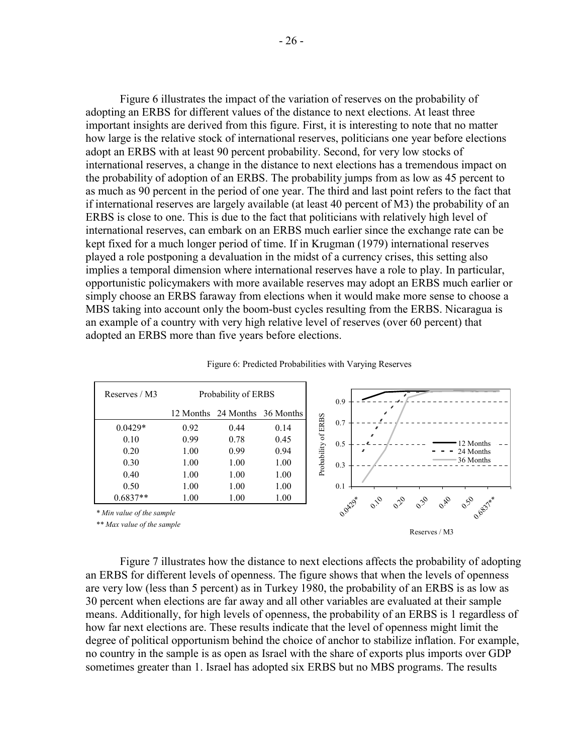Figure 6 illustrates the impact of the variation of reserves on the probability of adopting an ERBS for different values of the distance to next elections. At least three important insights are derived from this figure. First, it is interesting to note that no matter how large is the relative stock of international reserves, politicians one year before elections adopt an ERBS with at least 90 percent probability. Second, for very low stocks of international reserves, a change in the distance to next elections has a tremendous impact on the probability of adoption of an ERBS. The probability jumps from as low as 45 percent to as much as 90 percent in the period of one year. The third and last point refers to the fact that if international reserves are largely available (at least 40 percent of M3) the probability of an ERBS is close to one. This is due to the fact that politicians with relatively high level of international reserves, can embark on an ERBS much earlier since the exchange rate can be kept fixed for a much longer period of time. If in Krugman (1979) international reserves played a role postponing a devaluation in the midst of a currency crises, this setting also implies a temporal dimension where international reserves have a role to play. In particular, opportunistic policymakers with more available reserves may adopt an ERBS much earlier or simply choose an ERBS faraway from elections when it would make more sense to choose a MBS taking into account only the boom-bust cycles resulting from the ERBS. Nicaragua is an example of a country with very high relative level of reserves (over 60 percent) that adopted an ERBS more than five years before elections.

Figure 6: Predicted Probabilities with Varying Reserves

| Reserves / M3 | Probability of ERBS | | |
|---|---|---|---|
| | 12 Months | 24 Months | 36 Months |
| 0.0429* | 0.92 | 0.44 | 0.14 |
| 0.10 | 0.99 | 0.78 | 0.45 |
| 0.20 | 1.00 | 0.99 | 0.94 |
| 0.30 | 1.00 | 1.00 | 1.00 |
| 0.40 | 1.00 | 1.00 | 1.00 |
| 0.50 | 1.00 | 1.00 | 1.00 |
| 0.6837** | 1.00 | 1.00 | 1.00 |

*\* Min value of the sample*

*\*\* Max value of the sample*

Figure 7 illustrates how the distance to next elections affects the probability of adopting an ERBS for different levels of openness. The figure shows that when the levels of openness are very low (less than 5 percent) as in Turkey 1980, the probability of an ERBS is as low as 30 percent when elections are far away and all other variables are evaluated at their sample means. Additionally, for high levels of openness, the probability of an ERBS is 1 regardless of how far next elections are. These results indicate that the level of openness might limit the degree of political opportunism behind the choice of anchor to stabilize inflation. For example, no country in the sample is as open as Israel with the share of exports plus imports over GDP sometimes greater than 1. Israel has adopted six ERBS but no MBS programs. The results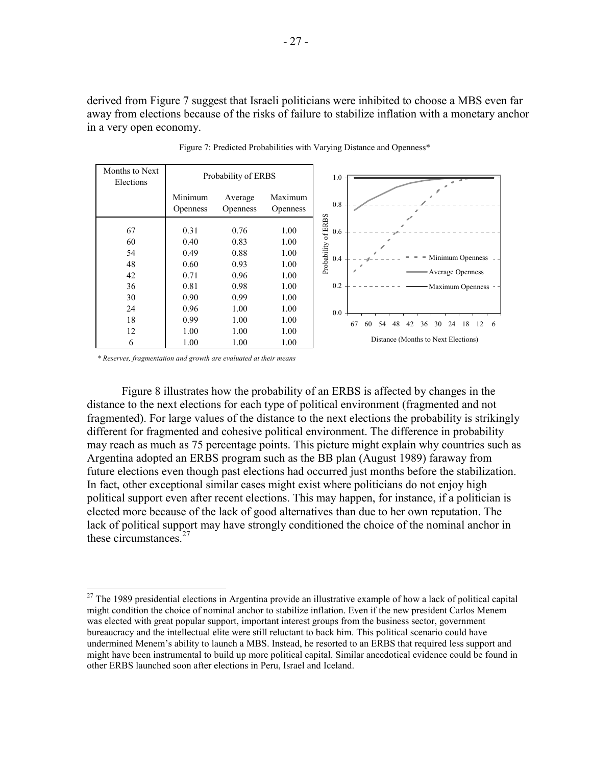derived from Figure 7 suggest that Israeli politicians were inhibited to choose a MBS even far away from elections because of the risks of failure to stabilize inflation with a monetary anchor in a very open economy.

Figure 7: Predicted Probabilities with Varying Distance and Openness*

| Months to Next Elections | Probability of ERBS | | |
|---|---|---|---|
| | Minimum Openness | Average Openness | Maximum Openness |
| 67 | 0.31 | 0.76 | 1.00 |
| 60 | 0.40 | 0.83 | 1.00 |
| 54 | 0.49 | 0.88 | 1.00 |
| 48 | 0.60 | 0.93 | 1.00 |
| 42 | 0.71 | 0.96 | 1.00 |
| 36 | 0.81 | 0.98 | 1.00 |
| 30 | 0.90 | 0.99 | 1.00 |
| 24 | 0.96 | 1.00 | 1.00 |
| 18 | 0.99 | 1.00 | 1.00 |
| 12 | 1.00 | 1.00 | 1.00 |
| 6 | 1.00 | 1.00 | 1.00 |

*\* Reserves, fragmentation and growth are evaluated at their means*

Figure 8 illustrates how the probability of an ERBS is affected by changes in the distance to the next elections for each type of political environment (fragmented and not fragmented). For large values of the distance to the next elections the probability is strikingly different for fragmented and cohesive political environment. The difference in probability may reach as much as 75 percentage points. This picture might explain why countries such as Argentina adopted an ERBS program such as the BB plan (August 1989) faraway from future elections even though past elections had occurred just months before the stabilization. In fact, other exceptional similar cases might exist where politicians do not enjoy high political support even after recent elections. This may happen, for instance, if a politician is elected more because of the lack of good alternatives than due to her own reputation. The lack of political support may have strongly conditioned the choice of the nominal anchor in these circumstances.[27]

[27] The 1989 presidential elections in Argentina provide an illustrative example of how a lack of political capital might condition the choice of nominal anchor to stabilize inflation. Even if the new president Carlos Menem was elected with great popular support, important interest groups from the business sector, government bureaucracy and the intellectual elite were still reluctant to back him. This political scenario could have undermined Menem's ability to launch a MBS. Instead, he resorted to an ERBS that required less support and might have been instrumental to build up more political capital. Similar anecdotical evidence could be found in other ERBS launched soon after elections in Peru, Israel and Iceland.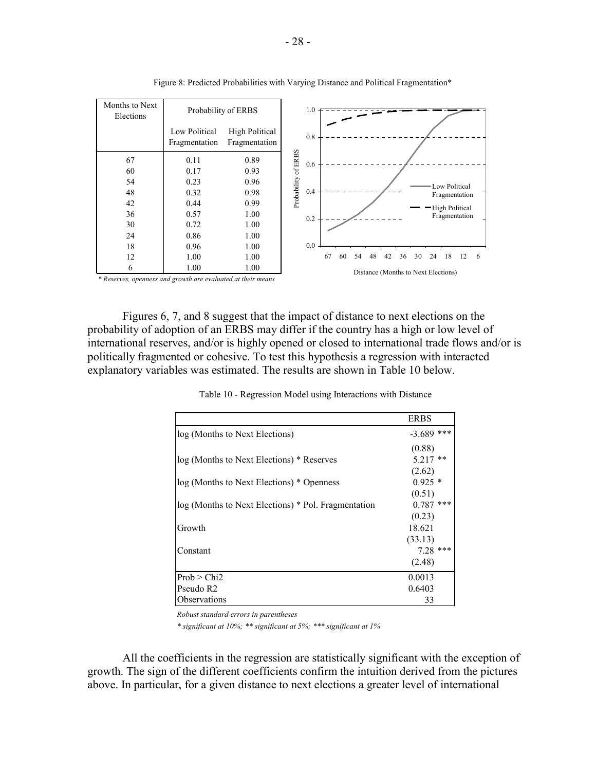Figure 8: Predicted Probabilities with Varying Distance and Political Fragmentation*

| Months to Next Elections | Probability of ERBS | |
|---|---|---|
| | Low Political Fragmentation | High Political Fragmentation |
| 67 | 0.11 | 0.89 |
| 60 | 0.17 | 0.93 |
| 54 | 0.23 | 0.96 |
| 48 | 0.32 | 0.98 |
| 42 | 0.44 | 0.99 |
| 36 | 0.57 | 1.00 |
| 30 | 0.72 | 1.00 |
| 24 | 0.86 | 1.00 |
| 18 | 0.96 | 1.00 |
| 12 | 1.00 | 1.00 |
| 6 | 1.00 | 1.00 |

*\* Reserves, openness and growth are evaluated at their means*

Figures 6, 7, and 8 suggest that the impact of distance to next elections on the probability of adoption of an ERBS may differ if the country has a high or low level of international reserves, and/or is highly opened or closed to international trade flows and/or is politically fragmented or cohesive. To test this hypothesis a regression with interacted explanatory variables was estimated. The results are shown in Table 10 below.

Table 10 - Regression Model using Interactions with Distance

| | ERBS |
|---|---|
| log (Months to Next Elections) | -3.689 *** |
| | (0.88) |
| log (Months to Next Elections) * Reserves | 5.217 ** |
| | (2.62) |
| log (Months to Next Elections) * Openness | 0.925 * |
| | (0.51) |
| log (Months to Next Elections) * Pol. Fragmentation | 0.787 *** |
| | (0.23) |
| Growth | 18.621 |
| | (33.13) |
| Constant | 7.28 *** |
| | (2.48) |
| Prob > Chi2 | 0.0013 |
| Pseudo R2 | 0.6403 |
| Observations | 33 |

*Robust standard errors in parentheses*

*\* significant at 10%; \*\* significant at 5%; \*\*\* significant at 1%*

All the coefficients in the regression are statistically significant with the exception of growth. The sign of the different coefficients confirm the intuition derived from the pictures above. In particular, for a given distance to next elections a greater level of international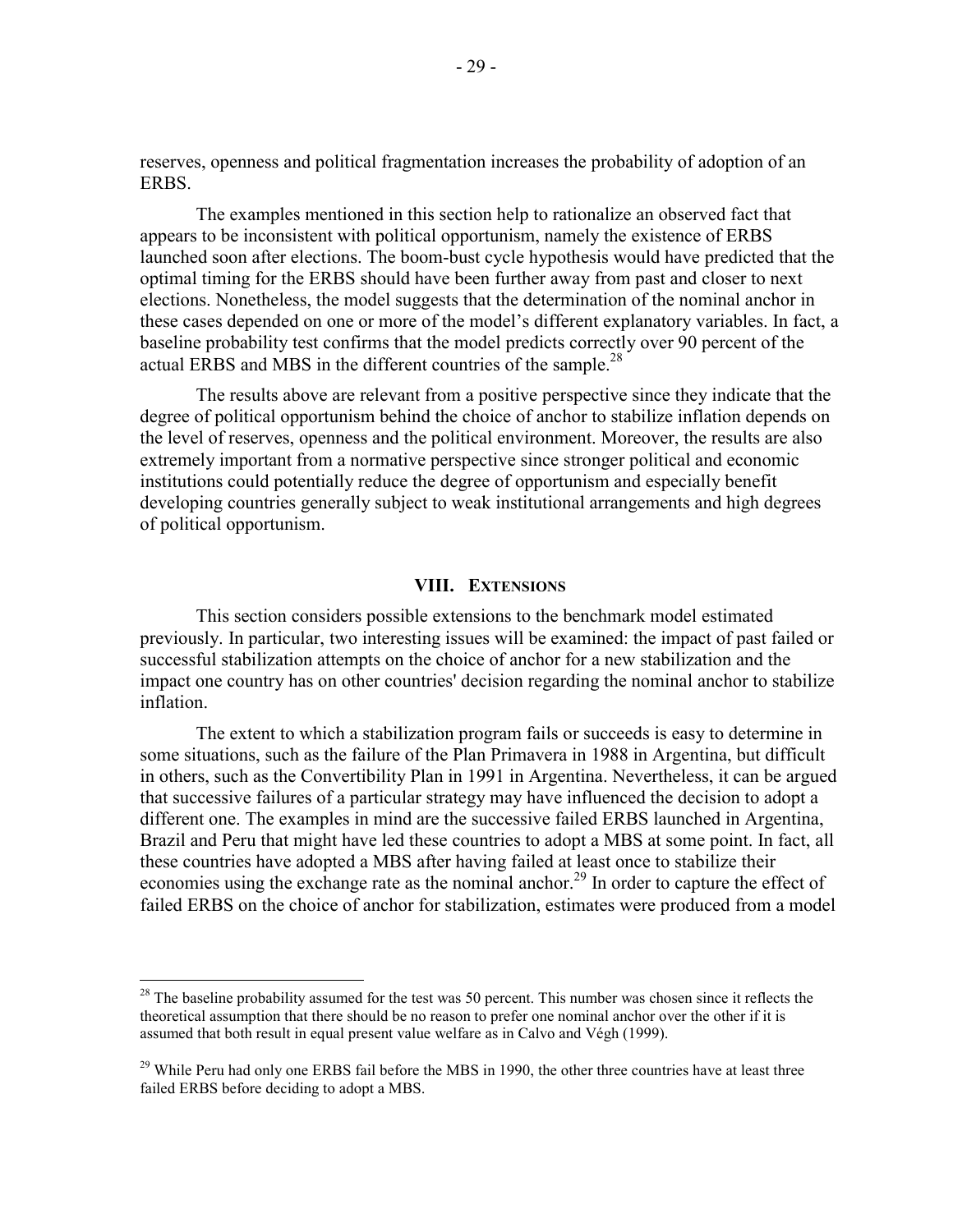reserves, openness and political fragmentation increases the probability of adoption of an ERBS.

The examples mentioned in this section help to rationalize an observed fact that appears to be inconsistent with political opportunism, namely the existence of ERBS launched soon after elections. The boom-bust cycle hypothesis would have predicted that the optimal timing for the ERBS should have been further away from past and closer to next elections. Nonetheless, the model suggests that the determination of the nominal anchor in these cases depended on one or more of the model's different explanatory variables. In fact, a baseline probability test confirms that the model predicts correctly over 90 percent of the actual ERBS and MBS in the different countries of the sample.[28]

The results above are relevant from a positive perspective since they indicate that the degree of political opportunism behind the choice of anchor to stabilize inflation depends on the level of reserves, openness and the political environment. Moreover, the results are also extremely important from a normative perspective since stronger political and economic institutions could potentially reduce the degree of opportunism and especially benefit developing countries generally subject to weak institutional arrangements and high degrees of political opportunism.

## VIII. Extensions

This section considers possible extensions to the benchmark model estimated previously. In particular, two interesting issues will be examined: the impact of past failed or successful stabilization attempts on the choice of anchor for a new stabilization and the impact one country has on other countries' decision regarding the nominal anchor to stabilize inflation.

The extent to which a stabilization program fails or succeeds is easy to determine in some situations, such as the failure of the Plan Primavera in 1988 in Argentina, but difficult in others, such as the Convertibility Plan in 1991 in Argentina. Nevertheless, it can be argued that successive failures of a particular strategy may have influenced the decision to adopt a different one. The examples in mind are the successive failed ERBS launched in Argentina, Brazil and Peru that might have led these countries to adopt a MBS at some point. In fact, all these countries have adopted a MBS after having failed at least once to stabilize their economies using the exchange rate as the nominal anchor.[29] In order to capture the effect of failed ERBS on the choice of anchor for stabilization, estimates were produced from a model

---

[28] The baseline probability assumed for the test was 50 percent. This number was chosen since it reflects the theoretical assumption that there should be no reason to prefer one nominal anchor over the other if it is assumed that both result in equal present value welfare as in Calvo and Végh (1999).

[29] While Peru had only one ERBS fail before the MBS in 1990, the other three countries have at least three failed ERBS before deciding to adopt a MBS.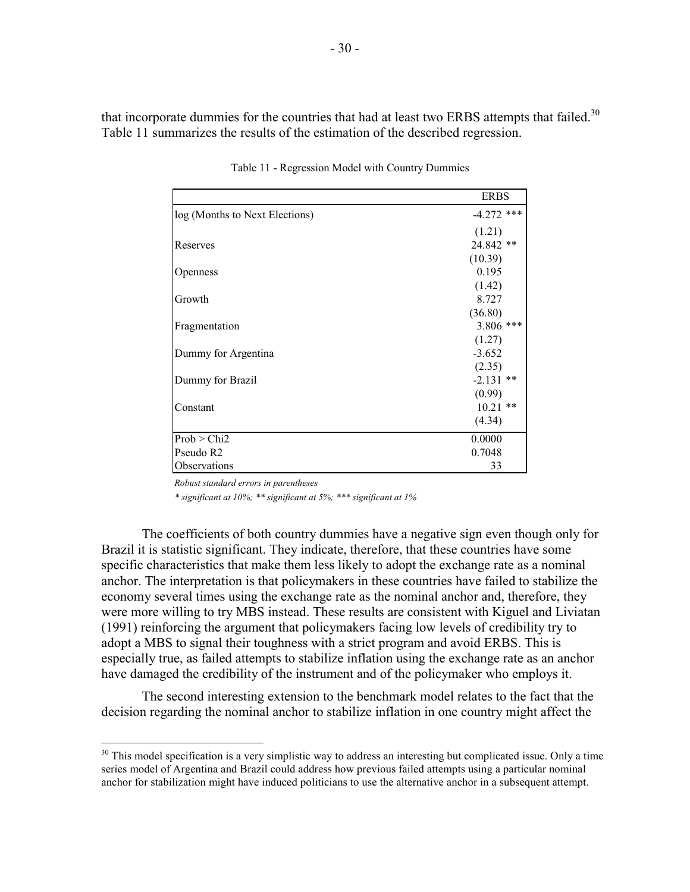that incorporate dummies for the countries that had at least two ERBS attempts that failed.[30] Table 11 summarizes the results of the estimation of the described regression.

Table 11 - Regression Model with Country Dummies

| | ERBS |
|---|---|
| log (Months to Next Elections) | -4.272 *** |
| | (1.21) |
| Reserves | 24.842 ** |
| | (10.39) |
| Openness | 0.195 |
| | (1.42) |
| Growth | 8.727 |
| | (36.80) |
| Fragmentation | 3.806 *** |
| | (1.27) |
| Dummy for Argentina | -3.652 |
| | (2.35) |
| Dummy for Brazil | -2.131 ** |
| | (0.99) |
| Constant | 10.21 ** |
| | (4.34) |
| Prob > Chi2 | 0.0000 |
| Pseudo R2 | 0.7048 |
| Observations | 33 |

*Robust standard errors in parentheses*

*\* significant at 10%; \*\* significant at 5%; \*\*\* significant at 1%*

The coefficients of both country dummies have a negative sign even though only for Brazil it is statistic significant. They indicate, therefore, that these countries have some specific characteristics that make them less likely to adopt the exchange rate as a nominal anchor. The interpretation is that policymakers in these countries have failed to stabilize the economy several times using the exchange rate as the nominal anchor and, therefore, they were more willing to try MBS instead. These results are consistent with Kiguel and Liviatan (1991) reinforcing the argument that policymakers facing low levels of credibility try to adopt a MBS to signal their toughness with a strict program and avoid ERBS. This is especially true, as failed attempts to stabilize inflation using the exchange rate as an anchor have damaged the credibility of the instrument and of the policymaker who employs it.

The second interesting extension to the benchmark model relates to the fact that the decision regarding the nominal anchor to stabilize inflation in one country might affect the

[30] This model specification is a very simplistic way to address an interesting but complicated issue. Only a time series model of Argentina and Brazil could address how previous failed attempts using a particular nominal anchor for stabilization might have induced politicians to use the alternative anchor in a subsequent attempt.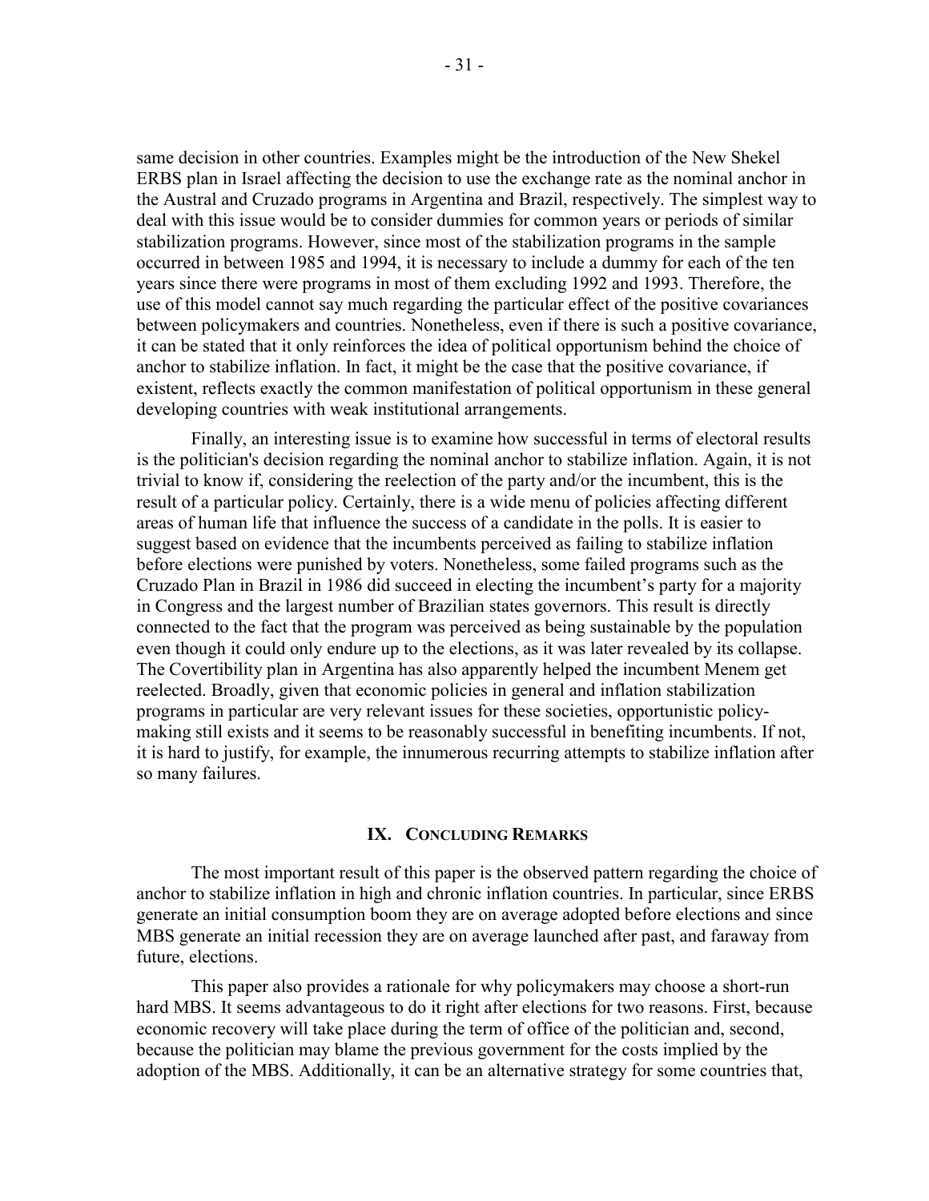same decision in other countries. Examples might be the introduction of the New Shekel ERBS plan in Israel affecting the decision to use the exchange rate as the nominal anchor in the Austral and Cruzado programs in Argentina and Brazil, respectively. The simplest way to deal with this issue would be to consider dummies for common years or periods of similar stabilization programs. However, since most of the stabilization programs in the sample occurred in between 1985 and 1994, it is necessary to include a dummy for each of the ten years since there were programs in most of them excluding 1992 and 1993. Therefore, the use of this model cannot say much regarding the particular effect of the positive covariances between policymakers and countries. Nonetheless, even if there is such a positive covariance, it can be stated that it only reinforces the idea of political opportunism behind the choice of anchor to stabilize inflation. In fact, it might be the case that the positive covariance, if existent, reflects exactly the common manifestation of political opportunism in these general developing countries with weak institutional arrangements.

Finally, an interesting issue is to examine how successful in terms of electoral results is the politician's decision regarding the nominal anchor to stabilize inflation. Again, it is not trivial to know if, considering the reelection of the party and/or the incumbent, this is the result of a particular policy. Certainly, there is a wide menu of policies affecting different areas of human life that influence the success of a candidate in the polls. It is easier to suggest based on evidence that the incumbents perceived as failing to stabilize inflation before elections were punished by voters. Nonetheless, some failed programs such as the Cruzado Plan in Brazil in 1986 did succeed in electing the incumbent's party for a majority in Congress and the largest number of Brazilian states governors. This result is directly connected to the fact that the program was perceived as being sustainable by the population even though it could only endure up to the elections, as it was later revealed by its collapse. The Covertibility plan in Argentina has also apparently helped the incumbent Menem get reelected. Broadly, given that economic policies in general and inflation stabilization programs in particular are very relevant issues for these societies, opportunistic policy-making still exists and it seems to be reasonably successful in benefiting incumbents. If not, it is hard to justify, for example, the innumerous recurring attempts to stabilize inflation after so many failures.

## IX. Concluding Remarks

The most important result of this paper is the observed pattern regarding the choice of anchor to stabilize inflation in high and chronic inflation countries. In particular, since ERBS generate an initial consumption boom they are on average adopted before elections and since MBS generate an initial recession they are on average launched after past, and faraway from future, elections.

This paper also provides a rationale for why policymakers may choose a short-run hard MBS. It seems advantageous to do it right after elections for two reasons. First, because economic recovery will take place during the term of office of the politician and, second, because the politician may blame the previous government for the costs implied by the adoption of the MBS. Additionally, it can be an alternative strategy for some countries that,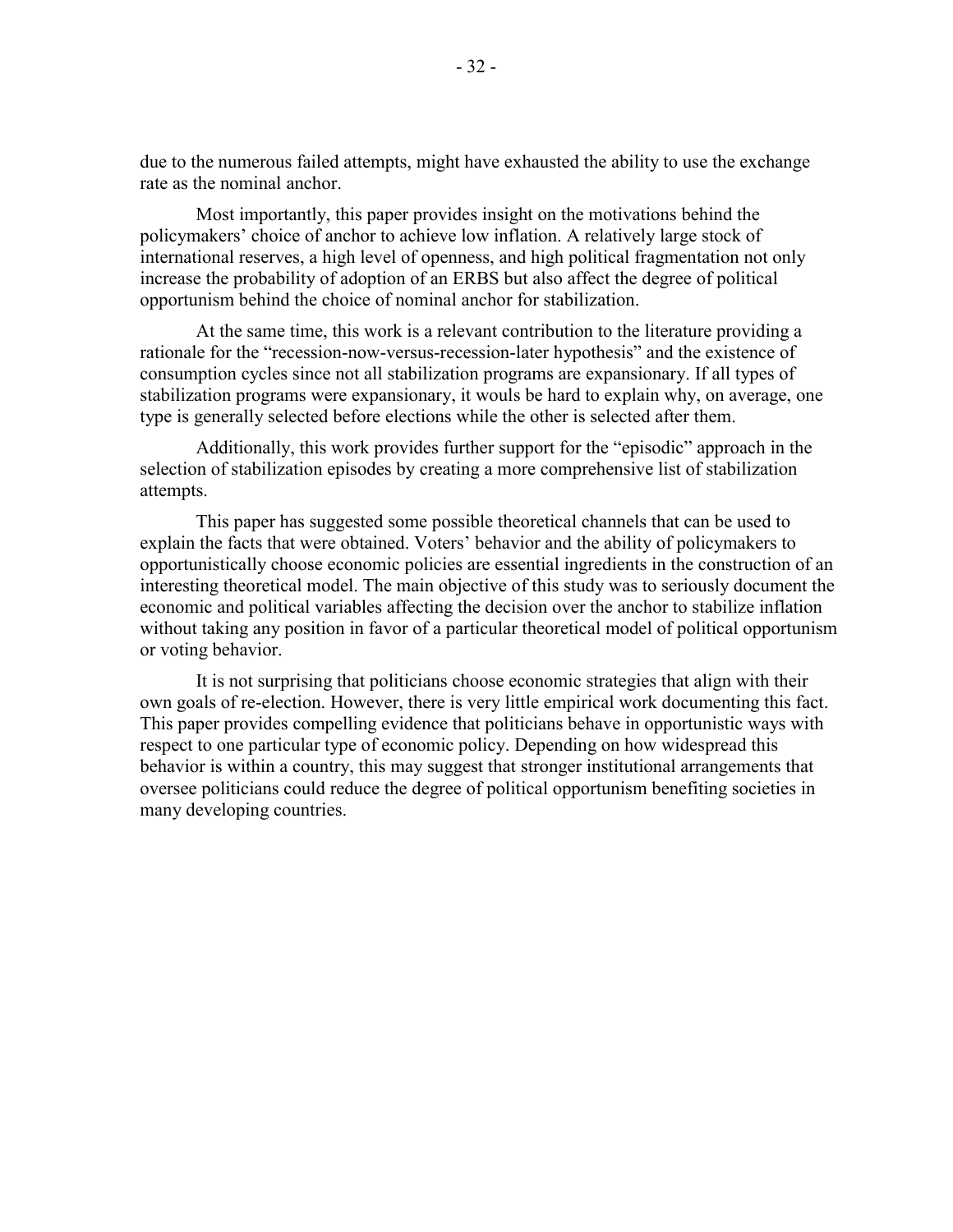due to the numerous failed attempts, might have exhausted the ability to use the exchange rate as the nominal anchor.

Most importantly, this paper provides insight on the motivations behind the policymakers' choice of anchor to achieve low inflation. A relatively large stock of international reserves, a high level of openness, and high political fragmentation not only increase the probability of adoption of an ERBS but also affect the degree of political opportunism behind the choice of nominal anchor for stabilization.

At the same time, this work is a relevant contribution to the literature providing a rationale for the "recession-now-versus-recession-later hypothesis" and the existence of consumption cycles since not all stabilization programs are expansionary. If all types of stabilization programs were expansionary, it wouls be hard to explain why, on average, one type is generally selected before elections while the other is selected after them.

Additionally, this work provides further support for the "episodic" approach in the selection of stabilization episodes by creating a more comprehensive list of stabilization attempts.

This paper has suggested some possible theoretical channels that can be used to explain the facts that were obtained. Voters' behavior and the ability of policymakers to opportunistically choose economic policies are essential ingredients in the construction of an interesting theoretical model. The main objective of this study was to seriously document the economic and political variables affecting the decision over the anchor to stabilize inflation without taking any position in favor of a particular theoretical model of political opportunism or voting behavior.

It is not surprising that politicians choose economic strategies that align with their own goals of re-election. However, there is very little empirical work documenting this fact. This paper provides compelling evidence that politicians behave in opportunistic ways with respect to one particular type of economic policy. Depending on how widespread this behavior is within a country, this may suggest that stronger institutional arrangements that oversee politicians could reduce the degree of political opportunism benefiting societies in many developing countries.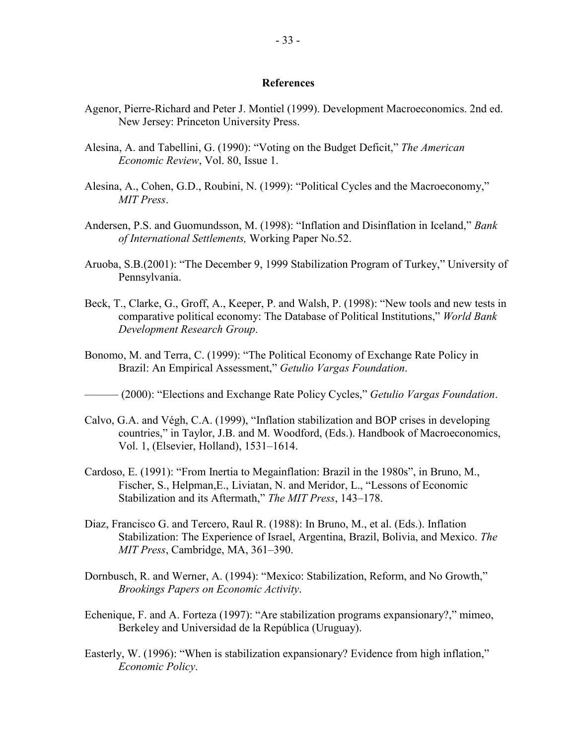## References

Agenor, Pierre-Richard and Peter J. Montiel (1999). Development Macroeconomics. 2nd ed. New Jersey: Princeton University Press.

Alesina, A. and Tabellini, G. (1990): "Voting on the Budget Deficit," *The American Economic Review*, Vol. 80, Issue 1.

Alesina, A., Cohen, G.D., Roubini, N. (1999): "Political Cycles and the Macroeconomy," *MIT Press*.

Andersen, P.S. and Guomundsson, M. (1998): "Inflation and Disinflation in Iceland," *Bank of International Settlements,* Working Paper No.52.

Aruoba, S.B.(2001): "The December 9, 1999 Stabilization Program of Turkey," University of Pennsylvania.

Beck, T., Clarke, G., Groff, A., Keeper, P. and Walsh, P. (1998): "New tools and new tests in comparative political economy: The Database of Political Institutions," *World Bank Development Research Group*.

Bonomo, M. and Terra, C. (1999): "The Political Economy of Exchange Rate Policy in Brazil: An Empirical Assessment," *Getulio Vargas Foundation*.

——— (2000): "Elections and Exchange Rate Policy Cycles," *Getulio Vargas Foundation*.

Calvo, G.A. and Végh, C.A. (1999), "Inflation stabilization and BOP crises in developing countries," in Taylor, J.B. and M. Woodford, (Eds.). Handbook of Macroeconomics, Vol. 1, (Elsevier, Holland), 1531–1614.

Cardoso, E. (1991): "From Inertia to Megainflation: Brazil in the 1980s", in Bruno, M., Fischer, S., Helpman,E., Liviatan, N. and Meridor, L., "Lessons of Economic Stabilization and its Aftermath," *The MIT Press*, 143–178.

Diaz, Francisco G. and Tercero, Raul R. (1988): In Bruno, M., et al. (Eds.). Inflation Stabilization: The Experience of Israel, Argentina, Brazil, Bolivia, and Mexico. *The MIT Press*, Cambridge, MA, 361–390.

Dornbusch, R. and Werner, A. (1994): "Mexico: Stabilization, Reform, and No Growth," *Brookings Papers on Economic Activity*.

Echenique, F. and A. Forteza (1997): "Are stabilization programs expansionary?," mimeo, Berkeley and Universidad de la República (Uruguay).

Easterly, W. (1996): "When is stabilization expansionary? Evidence from high inflation," *Economic Policy*.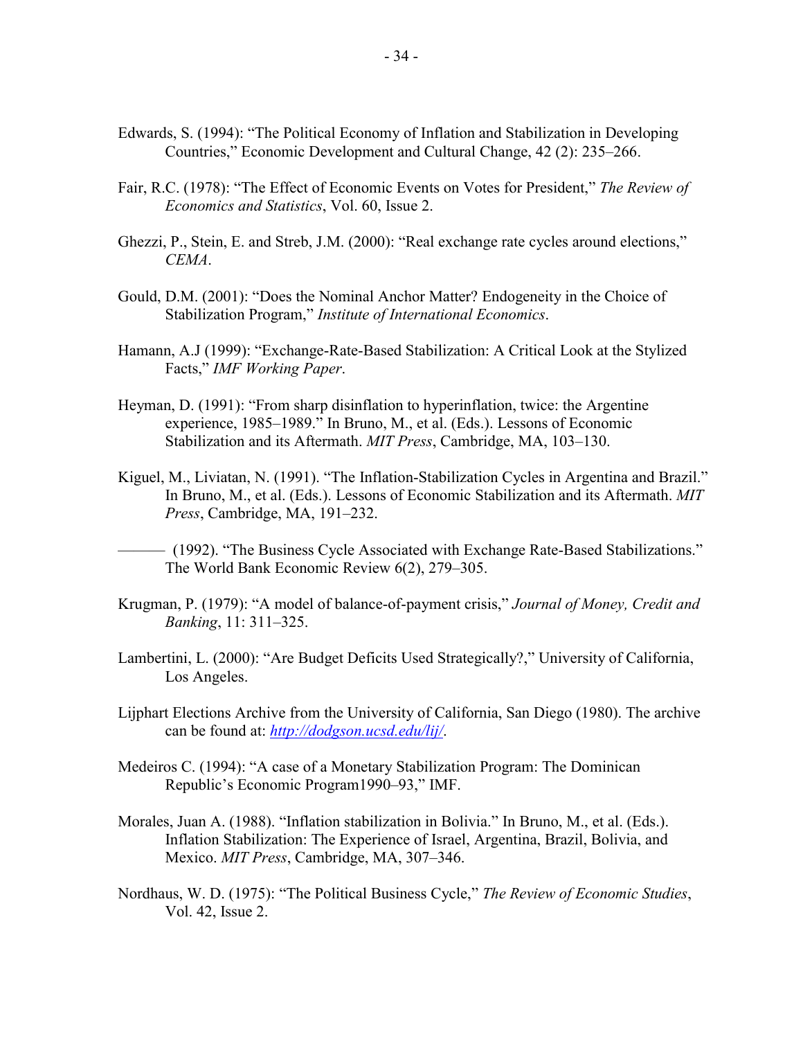Edwards, S. (1994): "The Political Economy of Inflation and Stabilization in Developing Countries," Economic Development and Cultural Change, 42 (2): 235–266.

Fair, R.C. (1978): "The Effect of Economic Events on Votes for President," *The Review of Economics and Statistics*, Vol. 60, Issue 2.

Ghezzi, P., Stein, E. and Streb, J.M. (2000): "Real exchange rate cycles around elections," *CEMA*.

Gould, D.M. (2001): "Does the Nominal Anchor Matter? Endogeneity in the Choice of Stabilization Program," *Institute of International Economics*.

Hamann, A.J (1999): "Exchange-Rate-Based Stabilization: A Critical Look at the Stylized Facts," *IMF Working Paper*.

Heyman, D. (1991): "From sharp disinflation to hyperinflation, twice: the Argentine experience, 1985–1989." In Bruno, M., et al. (Eds.). Lessons of Economic Stabilization and its Aftermath. *MIT Press*, Cambridge, MA, 103–130.

Kiguel, M., Liviatan, N. (1991). "The Inflation-Stabilization Cycles in Argentina and Brazil." In Bruno, M., et al. (Eds.). Lessons of Economic Stabilization and its Aftermath. *MIT Press*, Cambridge, MA, 191–232.

——— (1992). "The Business Cycle Associated with Exchange Rate-Based Stabilizations." The World Bank Economic Review 6(2), 279–305.

Krugman, P. (1979): "A model of balance-of-payment crisis," *Journal of Money, Credit and Banking*, 11: 311–325.

Lambertini, L. (2000): "Are Budget Deficits Used Strategically?," University of California, Los Angeles.

Lijphart Elections Archive from the University of California, San Diego (1980). The archive can be found at: *http://dodgson.ucsd.edu/lij/*.

Medeiros C. (1994): "A case of a Monetary Stabilization Program: The Dominican Republic's Economic Program1990–93," IMF.

Morales, Juan A. (1988). "Inflation stabilization in Bolivia." In Bruno, M., et al. (Eds.). Inflation Stabilization: The Experience of Israel, Argentina, Brazil, Bolivia, and Mexico. *MIT Press*, Cambridge, MA, 307–346.

Nordhaus, W. D. (1975): "The Political Business Cycle," *The Review of Economic Studies*, Vol. 42, Issue 2.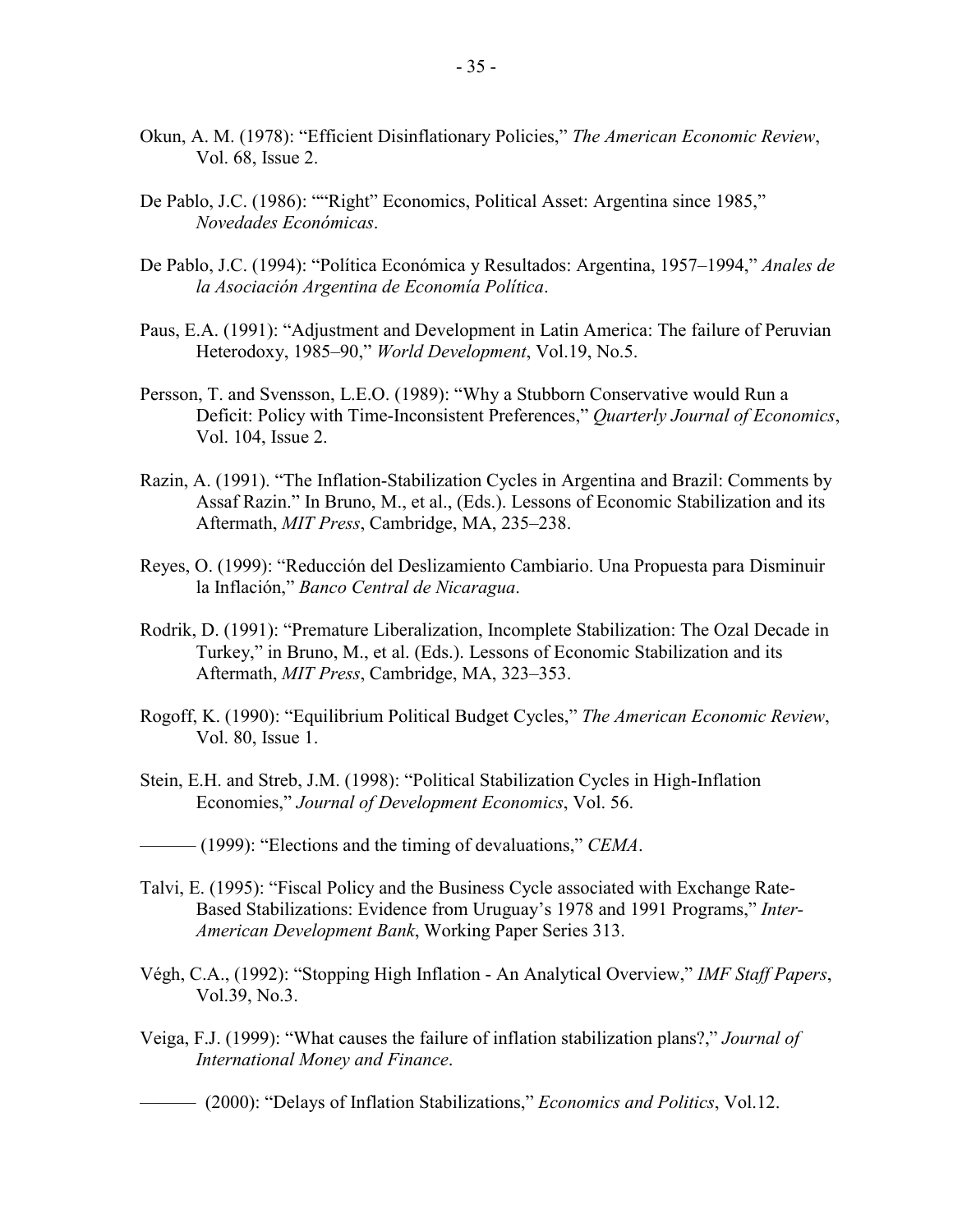Okun, A. M. (1978): “Efficient Disinflationary Policies,” *The American Economic Review*, Vol. 68, Issue 2.

De Pablo, J.C. (1986): ““Right” Economics, Political Asset: Argentina since 1985,” *Novedades Económicas*.

De Pablo, J.C. (1994): “Política Económica y Resultados: Argentina, 1957–1994,” *Anales de la Asociación Argentina de Economía Política*.

Paus, E.A. (1991): “Adjustment and Development in Latin America: The failure of Peruvian Heterodoxy, 1985–90,” *World Development*, Vol.19, No.5.

Persson, T. and Svensson, L.E.O. (1989): “Why a Stubborn Conservative would Run a Deficit: Policy with Time-Inconsistent Preferences,” *Quarterly Journal of Economics*, Vol. 104, Issue 2.

Razin, A. (1991). “The Inflation-Stabilization Cycles in Argentina and Brazil: Comments by Assaf Razin.” In Bruno, M., et al., (Eds.). Lessons of Economic Stabilization and its Aftermath, *MIT Press*, Cambridge, MA, 235–238.

Reyes, O. (1999): “Reducción del Deslizamiento Cambiario. Una Propuesta para Disminuir la Inflación,” *Banco Central de Nicaragua*.

Rodrik, D. (1991): “Premature Liberalization, Incomplete Stabilization: The Ozal Decade in Turkey,” in Bruno, M., et al. (Eds.). Lessons of Economic Stabilization and its Aftermath, *MIT Press*, Cambridge, MA, 323–353.

Rogoff, K. (1990): “Equilibrium Political Budget Cycles,” *The American Economic Review*, Vol. 80, Issue 1.

Stein, E.H. and Streb, J.M. (1998): “Political Stabilization Cycles in High-Inflation Economies,” *Journal of Development Economics*, Vol. 56.

——— (1999): “Elections and the timing of devaluations,” *CEMA*.

Talvi, E. (1995): “Fiscal Policy and the Business Cycle associated with Exchange Rate-Based Stabilizations: Evidence from Uruguay’s 1978 and 1991 Programs,” *Inter-American Development Bank*, Working Paper Series 313.

Végh, C.A., (1992): “Stopping High Inflation - An Analytical Overview,” *IMF Staff Papers*, Vol.39, No.3.

Veiga, F.J. (1999): “What causes the failure of inflation stabilization plans?,” *Journal of International Money and Finance*.

——— (2000): “Delays of Inflation Stabilizations,” *Economics and Politics*, Vol.12.